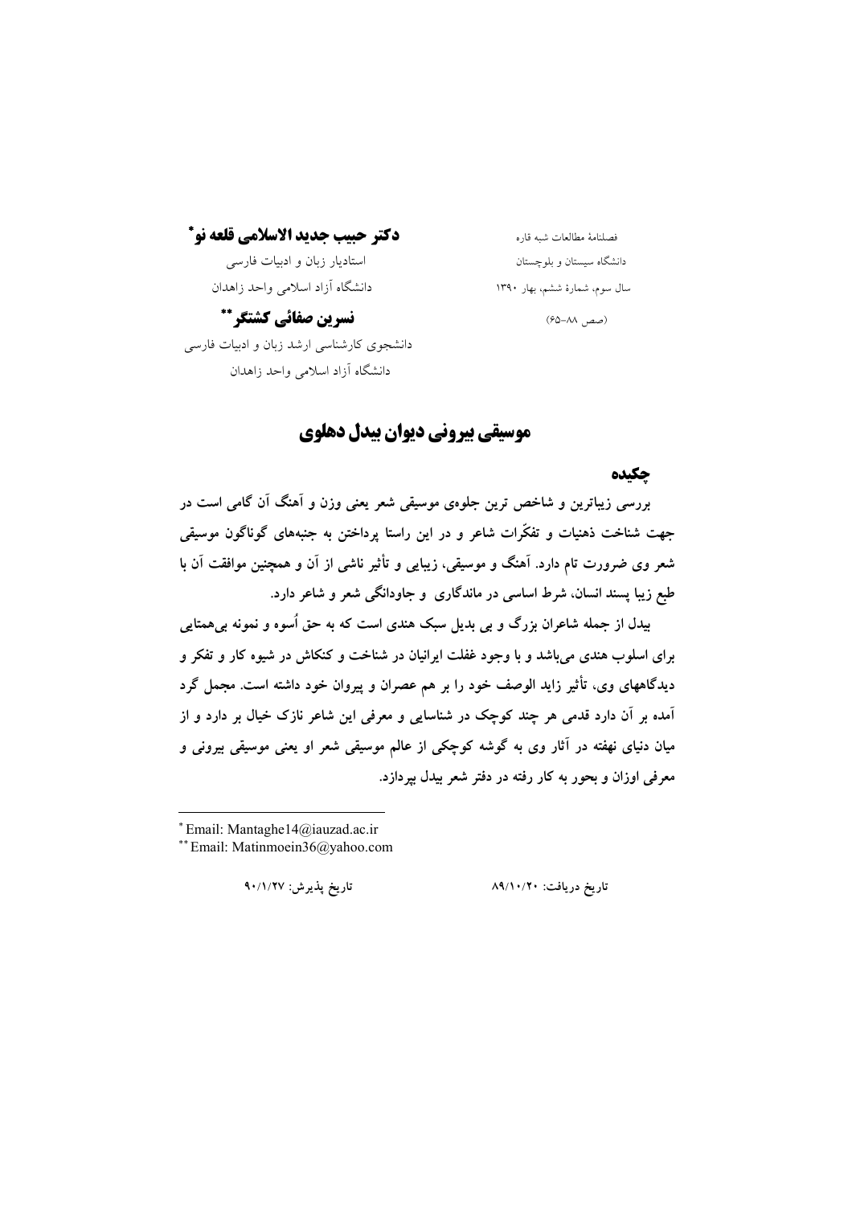فصلنامهٔ مطالعات شبه قاره
دانشگاه سیستان و بلوچستان
سال سوم، شمارهٔ ششم، بهار ۱۳۹۰
(صص ۸۸-۶۵)

**دکتر حبیب جدید الاسلامی قلعه نو[*]**
استادیار زبان و ادبیات فارسی
دانشگاه آزاد اسلامی واحد زاهدان

**نسرین صفائی کشتگر[**]**
دانشجوی کارشناسی ارشد زبان و ادبیات فارسی
دانشگاه آزاد اسلامی واحد زاهدان

# موسیقی بیرونی دیوان بیدل دهلوی

## چکیده

**بررسی زیباترین و شاخص ترین جلوهٔ موسیقی شعر یعنی وزن و آهنگ آن گامی است در جهت شناخت ذهنیات و تفکّرات شاعر و در این راستا پرداختن به جنبه‌های گوناگون موسیقی شعر وی ضرورت تام دارد. آهنگ و موسیقی، زیبایی و تأثیر ناشی از آن و همچنین موافقت آن با طبع زیبا پسند انسان، شرط اساسی در ماندگاری و جاودانگی شعر و شاعر دارد.**

**بیدل از جمله شاعران بزرگ و بی بدیل سبک هندی است که به حق اُسوه و نمونه بی‌همتایی برای اسلوب هندی می‌باشد و با وجود غفلت ایرانیان در شناخت و کنکاش در شیوه کار و تفکر و دیدگاههای وی، تأثیر زاید الوصف خود را بر هم عصران و پیروان خود داشته است. مجمل گرد آمده بر آن دارد قدمی هر چند کوچک در شناسایی و معرفی این شاعر نازک خیال بر دارد و از میان دنیای نهفته در آثار وی به گوشه کوچکی از عالم موسیقی شعر او یعنی موسیقی بیرونی و معرفی اوزان و بحور به کار رفته در دفتر شعر بیدل بپردازد.**

---

[*] Email: Mantaghe14@iauzad.ac.ir
[**] Email: Matinmoein36@yahoo.com

تاریخ دریافت: ۸۹/۱۰/۲۰ &nbsp;&nbsp;&nbsp;&nbsp; تاریخ پذیرش: ۹۰/۱/۲۷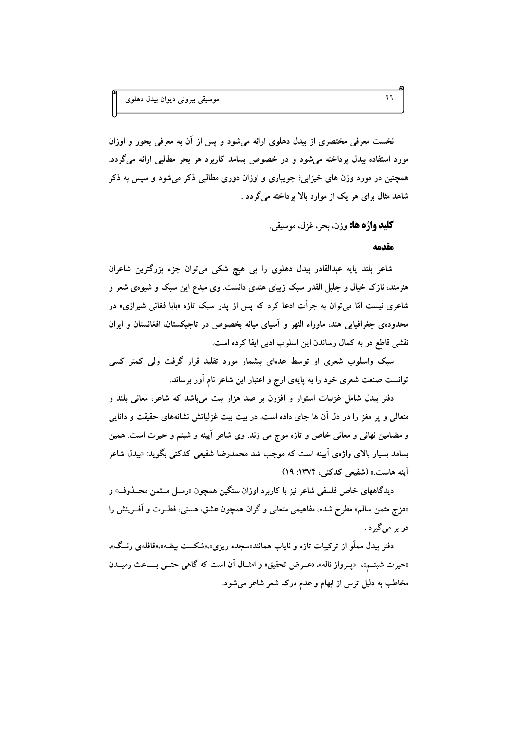نخست معرفی مختصری از بیدل دهلوی ارائه می‌شود و پس از آن به معرفی بحور و اوزان مورد استفاده بیدل پرداخته می‌شود و در خصوص بسامد کاربرد هر بحر مطالبی ارائه می‌گردد. همچنین در مورد وزن های خیزابی؛ جویباری و اوزان دوری مطالبی ذکر می‌شود و سپس به ذکر شاهد مثال برای هر یک از موارد بالا پرداخته می‌گردد .

**کلید واژه ها:** وزن، بحر، غزل، موسیقی.

## مقدمه

شاعر بلند پایه عبدالقادر بیدل دهلوی را بی هیچ شکی می‌توان جزء بزرگترین شاعران هنرمند، نازک خیال و جلیل القدر سبک زیبای هندی دانست. وی مبدع این سبک و شیوه‌ی شعر و شاعری نیست امّا می‌توان به جرأت ادعا کرد که پس از پدر سبک تازه «بابا فغانی شیرازی» در محدوده‌ی جغرافیایی هند، ماوراء النهر و آسیای میانه بخصوص در تاجیکستان، افغانستان و ایران نقشی قاطع در به کمال رساندن این اسلوب ادبی ایفا کرده است.

سبک واسلوب شعری او توسط عده‌ای بیشمار مورد تقلید قرار گرفت ولی کمتر کسی توانست صنعت شعری خود را به پایه‌ی ارج و اعتبار این شاعر نام آور برساند.

دفتر بیدل شامل غزلیات استوار و افزون بر صد هزار بیت می‌باشد که شاعر، معانی بلند و متعالی و پر مغز را در دل آن ها جای داده است. در بیت بیت غزلیاتش نشانه‌های حقیقت و دانایی و مضامین نهانی و معانی خاص و تازه موج می زند. وی شاعر آینه و شبنم و حیرت است. همین بسامد بسیار بالای واژه‌ی آینه است که موجب شد محمدرضا شفیعی کدکنی بگوید: «بیدل شاعر آینه هاست.» (شفیعی کدکنی، ۱۳۷۴: ۱۹)

دیدگاههای خاص فلسفی شاعر نیز با کاربرد اوزان سنگین همچون «رمـل مـثمن محـذوف» و «هزج مثمن سالم» مطرح شده، مفاهیمی متعالی و گران همچون عشق، هستی، فطـرت و آفـرینش را در بر می‌گیرد .

دفتر بیدل مملّو از ترکیبات تازه و نایاب همانند«سجده ریزی»،«شکست بیضه»،«قافله‌ی رنـگ»، «حیرت شبنـم»، «پـرواز ناله»، «عـرض تحقیق» و امثـال آن است که گاهی حتـی بـــاعث رمیـدن مخاطب به دلیل ترس از ابهام و عدم درک شعر شاعر می‌شود.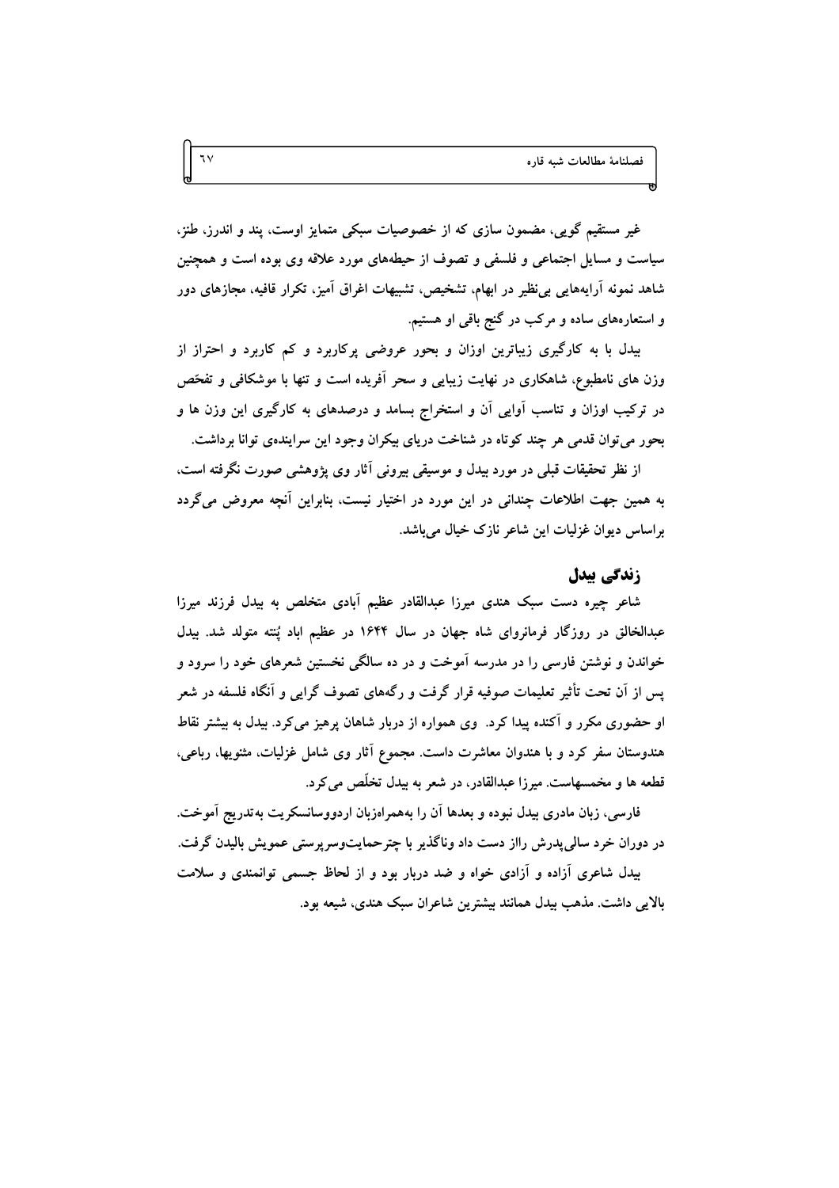غیر مستقیم گویی، مضمون سازی که از خصوصیات سبکی متمایز اوست، پند و اندرز، طنز، سیاست و مسایل اجتماعی و فلسفی و تصوف از حیطه‌های مورد علاقه وی بوده است و همچنین شاهد نمونه آرایه‌هایی بی‌نظیر در ابهام، تشخیص، تشبیهات اغراق آمیز، تکرار قافیه، مجازهای دور و استعاره‌های ساده و مرکب در گنج باقی او هستیم.

بیدل با به کارگیری زیباترین اوزان و بحور عروضی پرکاربرد و کم کاربرد و احتراز از وزن های نامطبوع، شاهکاری در نهایت زیبایی و سحر آفریده است و تنها با موشکافی و تفحّص در ترکیب اوزان و تناسب آوایی آن و استخراج بسامد و درصدهای به کارگیری این وزن ها و بحور می‌توان قدمی هر چند کوتاه در شناخت دریای بیکران وجود این سراینده‌ی توانا برداشت.

از نظر تحقیقات قبلی در مورد بیدل و موسیقی بیرونی آثار وی پژوهشی صورت نگرفته است، به همین جهت اطلاعات چندانی در این مورد در اختیار نیست، بنابراین آنچه معروض می‌گردد براساس دیوان غزلیات این شاعر نازک خیال می‌باشد.

## زندگی بیدل

شاعر چیره دست سبک هندی میرزا عبدالقادر عظیم آبادی متخلص به بیدل فرزند میرزا عبدالخالق در روزگار فرمانروای شاه جهان در سال ۱۶۴۴ در عظیم اباد پُتنه متولد شد. بیدل خواندن و نوشتن فارسی را در مدرسه آموخت و در ده سالگی نخستین شعرهای خود را سرود و پس از آن تحت تأثیر تعلیمات صوفیه قرار گرفت و رگه‌های تصوف گرایی و آنگاه فلسفه در شعر او حضوری مکرر و آکنده پیدا کرد.  وی همواره از دربار شاهان پرهیز می‌کرد. بیدل به بیشتر نقاط هندوستان سفر کرد و با هندوان معاشرت داست. مجموع آثار وی شامل غزلیات، مثنویها، رباعی، قطعه ها و مخمسهاست. میرزا عبدالقادر، در شعر به بیدل تخلّص می‌کرد.

فارسی، زبان مادری بیدل نبوده و بعدها آن را به‌همراه‌زبان اردووسانسکریت به‌تدریج آموخت. در دوران خرد سالی‌پدرش رااز دست داد وناگذیر با چترحمایت‌وسرپرستی عمویش بالیدن گرفت.

بیدل شاعری آزاده و آزادی خواه و ضد دربار بود و از لحاظ جسمی توانمندی و سلامت بالایی داشت. مذهب بیدل همانند بیشترین شاعران سبک هندی، شیعه بود.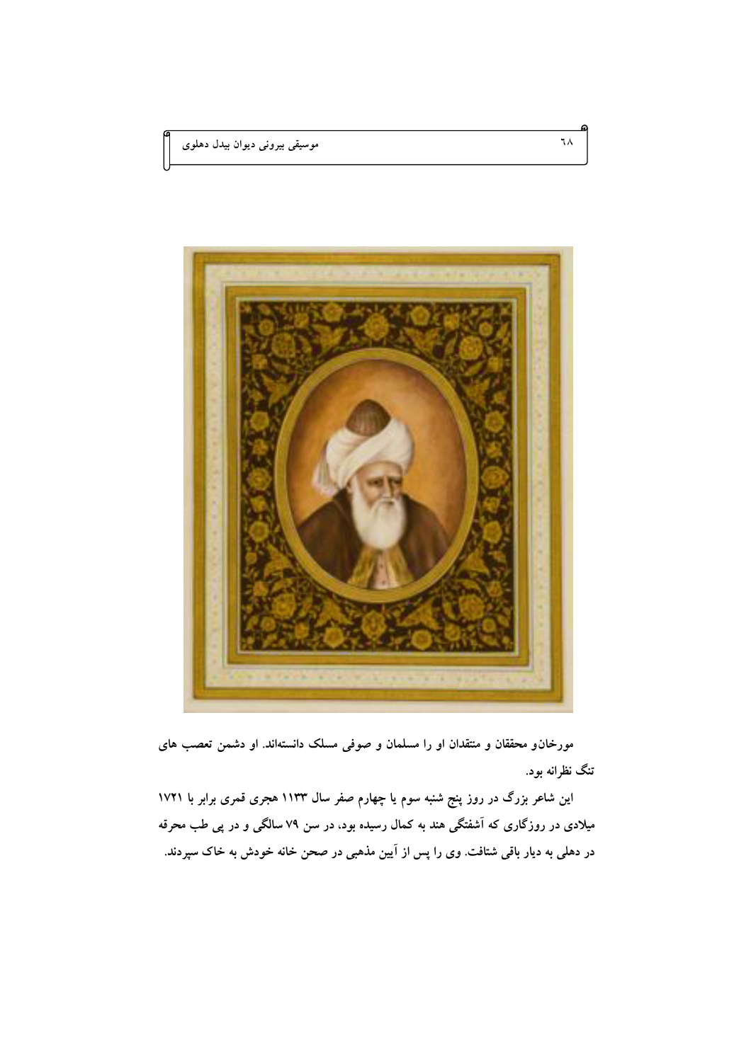مورخان‌و محققان و منتقدان او را مسلمان و صوفی مسلک دانسته‌اند. او دشمن تعصب های تنگ نظرانه بود.

این شاعر بزرگ در روز پنج شنبه سوم یا چهارم صفر سال ۱۱۳۳ هجری قمری برابر با ۱۷۲۱ میلادی در روزگاری که آشفتگی هند به کمال رسیده بود، در سن ۷۹ سالگی و در پی طب محرقه در دهلی به دیار باقی شتافت. وی را پس از آیین مذهبی در صحن خانه خودش به خاک سپردند.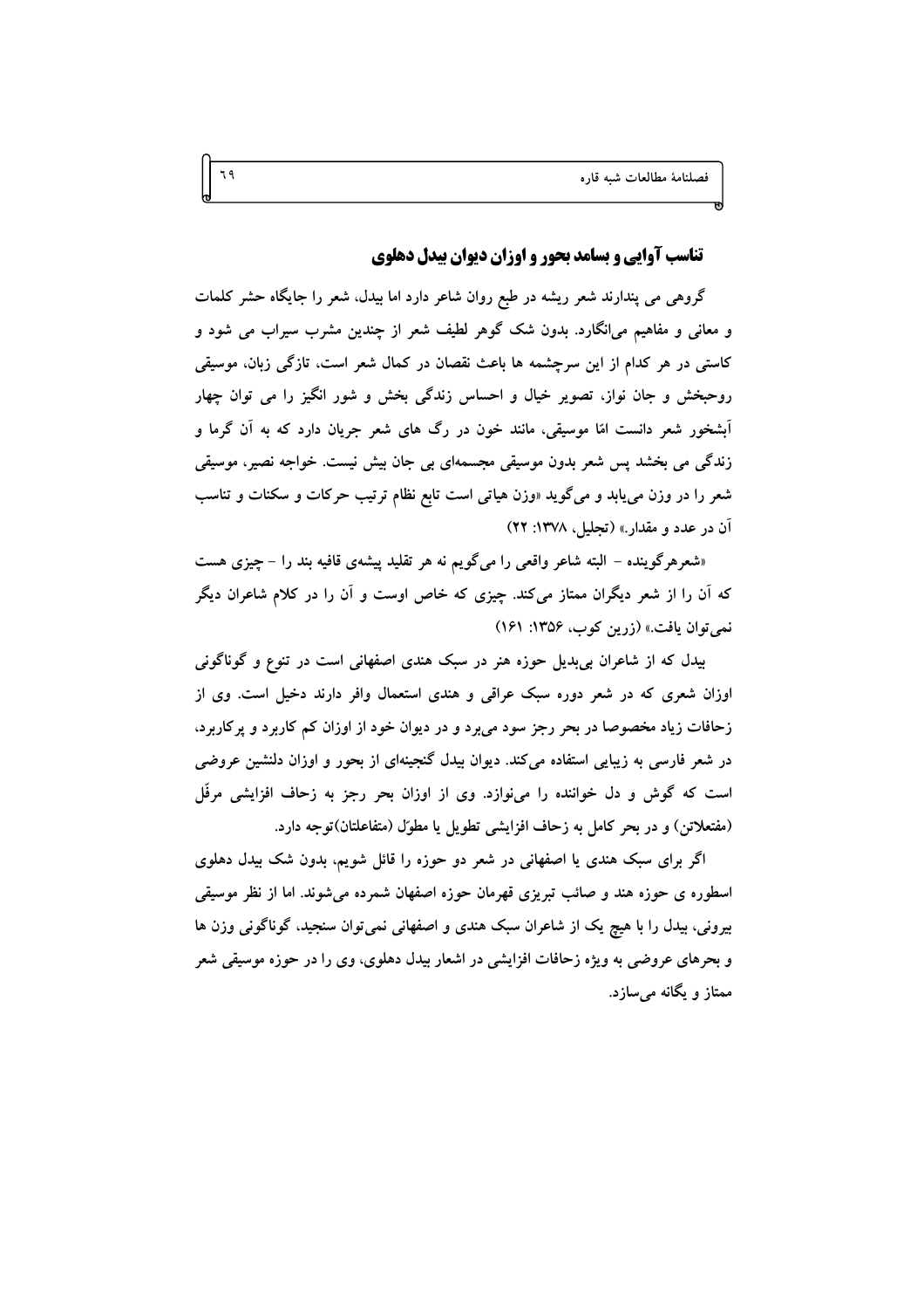## تناسب آوایی و بسامد بحور و اوزان دیوان بیدل دهلوی

گروهی می پندارند شعر ریشه در طبع روان شاعر دارد اما بیدل، شعر را جایگاه حشر کلمات و معانی و مفاهیم می‌انگارد. بدون شک گوهر لطیف شعر از چندین مشرب سیراب می شود و کاستی در هر کدام از این سرچشمه ها باعث نقصان در کمال شعر است، تازگی زبان، موسیقی روحبخش و جان نواز، تصویر خیال و احساس زندگی بخش و شور انگیز را می توان چهار آبشخور شعر دانست امّا موسیقی، مانند خون در رگ های شعر جریان دارد که به آن گرما و زندگی می بخشد پس شعر بدون موسیقی مجسمه‌ای بی جان بیش نیست. خواجه نصیر، موسیقی شعر را در وزن می‌یابد و می‌گوید «وزن هیاتی است تابع نظام ترتیب حرکات و سکنات و تناسب آن در عدد و مقدار.» (تجلیل، ۱۳۷۸: ۲۲)

«شعرهرگوینده – البته شاعر واقعی را می‌گویم نه هر تقلید پیشه‌ی قافیه بند را – چیزی هست که آن را از شعر دیگران ممتاز می‌کند. چیزی که خاص اوست و آن را در کلام شاعران دیگر نمی‌توان یافت.» (زرین کوب، ۱۳۵۶: ۱۶۱)

بیدل که از شاعران بی‌بدیل حوزه هنر در سبک هندی اصفهانی است در تنوع و گوناگونی اوزان شعری که در شعر دوره سبک عراقی و هندی استعمال وافر دارند دخیل است. وی از زحافات زیاد مخصوصا در بحر رجز سود می‌برد و در دیوان خود از اوزان کم کاربرد و پرکاربرد، در شعر فارسی به زیبایی استفاده می‌کند. دیوان بیدل گنجینه‌ای از بحور و اوزان دلنشین عروضی است که گوش و دل خواننده را می‌نوازد. وی از اوزان بحر رجز به زحاف افزایشی مرفّل (مفتعلاتن) و در بحر کامل به زحاف افزایشی تطویل یا مطوّل (متفاعلتان)توجه دارد.

اگر برای سبک هندی یا اصفهانی در شعر دو حوزه را قائل شویم، بدون شک بیدل دهلوی اسطوره ی حوزه هند و صائب تبریزی قهرمان حوزه اصفهان شمرده می‌شوند. اما از نظر موسیقی بیرونی، بیدل را با هیچ یک از شاعران سبک هندی و اصفهانی نمی‌توان سنجید، گوناگونی وزن ها و بحرهای عروضی به ویژه زحافات افزایشی در اشعار بیدل دهلوی، وی را در حوزه موسیقی شعر ممتاز و یگانه می‌سازد.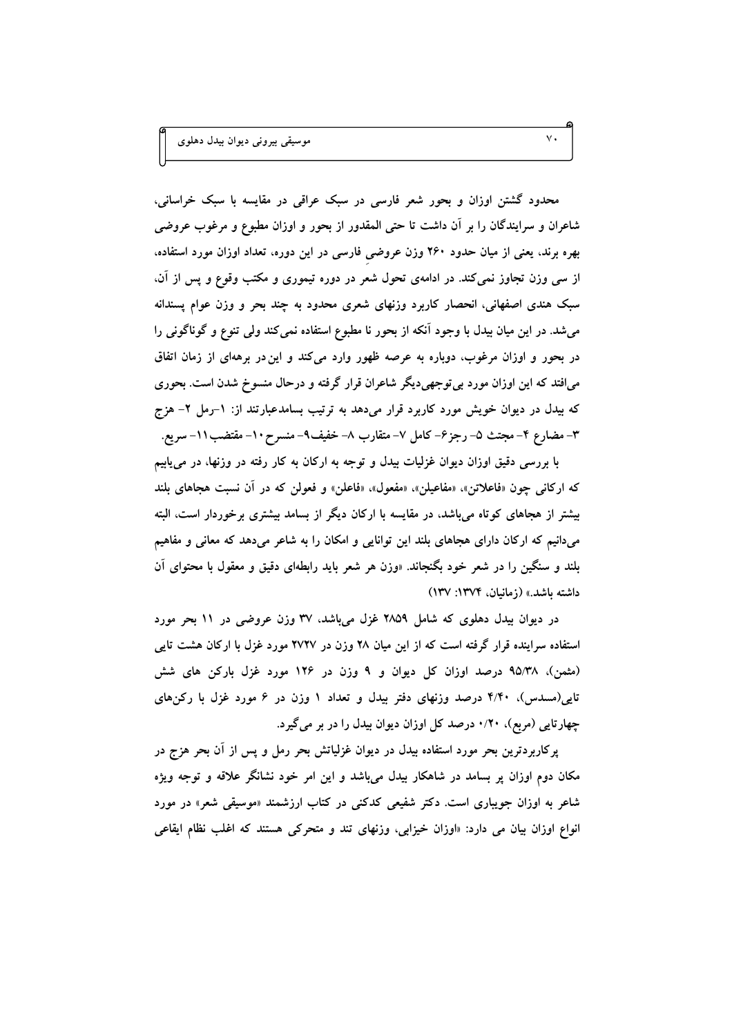محدود گشتن اوزان و بحور شعر فارسی در سبک عراقی در مقایسه با سبک خراسانی، شاعران و سرایندگان را بر آن داشت تا حتی المقدور از بحور و اوزان مطبوع و مرغوب عروضی بهره برند، یعنی از میان حدود ۲۶۰ وزن عروضیِ فارسی در این دوره، تعداد اوزان مورد استفاده، از سی وزن تجاوز نمی‌کند. در ادامه‌ی تحول شعر در دوره تیموری و مکتب وقوع و پس از آن، سبک هندی اصفهانی، انحصار کاربرد وزنهای شعری محدود به چند بحر و وزن عوام پسندانه می‌شد. در این میان بیدل با وجود آنکه از بحور نا مطبوع استفاده نمی‌کند ولی تنوع و گوناگونی را در بحور و اوزان مرغوب، دوباره به عرصه ظهور وارد می‌کند و این در برهه‌ای از زمان اتفاق می‌افتد که این اوزان مورد بی‌توجهی‌دیگر شاعران قرار گرفته و درحال منسوخ شدن است. بحوری که بیدل در دیوان خویش مورد کاربرد قرار می‌دهد به ترتیب بسامدعبارتند از: ۱-رمل ۲- هزج ۳- مضارع ۴- مجتث ۵- رجز۶- کامل ۷- متقارب ۸- خفیف۹- منسرح ۱۰- مقتضب۱۱- سریع.

با بررسی دقیق اوزان دیوان غزلیات بیدل و توجه به ارکان به کار رفته در وزنها، در می‌یابیم که ارکانی چون «فاعلاتن»، «مفاعیلن»، «مفعول»، «فاعلن» و فعولن که در آن نسبت هجاهای بلند بیشتر از هجاهای کوتاه می‌باشد، در مقایسه با ارکان دیگر از بسامد بیشتری برخوردار است، البته می‌دانیم که ارکان دارای هجاهای بلند این توانایی و امکان را به شاعر می‌دهد که معانی و مفاهیم بلند و سنگین را در شعر خود بگنجاند. «وزن هر شعر باید رابطه‌ای دقیق و معقول با محتوای آن داشته باشد.» (زمانیان، ۱۳۷۴: ۱۳۷)

در دیوان بیدل دهلوی که شامل ۲۸۵۹ غزل می‌باشد، ۳۷ وزن عروضی در ۱۱ بحر مورد استفاده سراینده قرار گرفته است که از این میان ۲۸ وزن در ۲۷۲۷ مورد غزل با ارکان هشت تایی (مثمن)، ۹۵/۳۸ درصد اوزان کل دیوان و ۹ وزن در ۱۲۶ مورد غزل بارکن های شش تایی(مسدس)، ۴/۴۰ درصد وزنهای دفتر بیدل و تعداد ۱ وزن در ۶ مورد غزل با رکن‌های چهارتایی (مربع)، ۰/۲۰ درصد کل اوزان دیوان بیدل را در بر می‌گیرد.

پرکاربردترین بحر مورد استفاده بیدل در دیوان غزلیاتش بحر رمل و پس از آن بحر هزج در مکان دوم اوزان پر بسامد در شاهکار بیدل می‌باشد و این امر خود نشانگر علاقه و توجه ویژه شاعر به اوزان جویباری است. دکتر شفیعی کدکنی در کتاب ارزشمند «موسیقی شعر» در مورد انواع اوزان بیان می دارد: «اوزان خیزابی، وزنهای تند و متحرکی هستند که اغلب نظام ایقاعی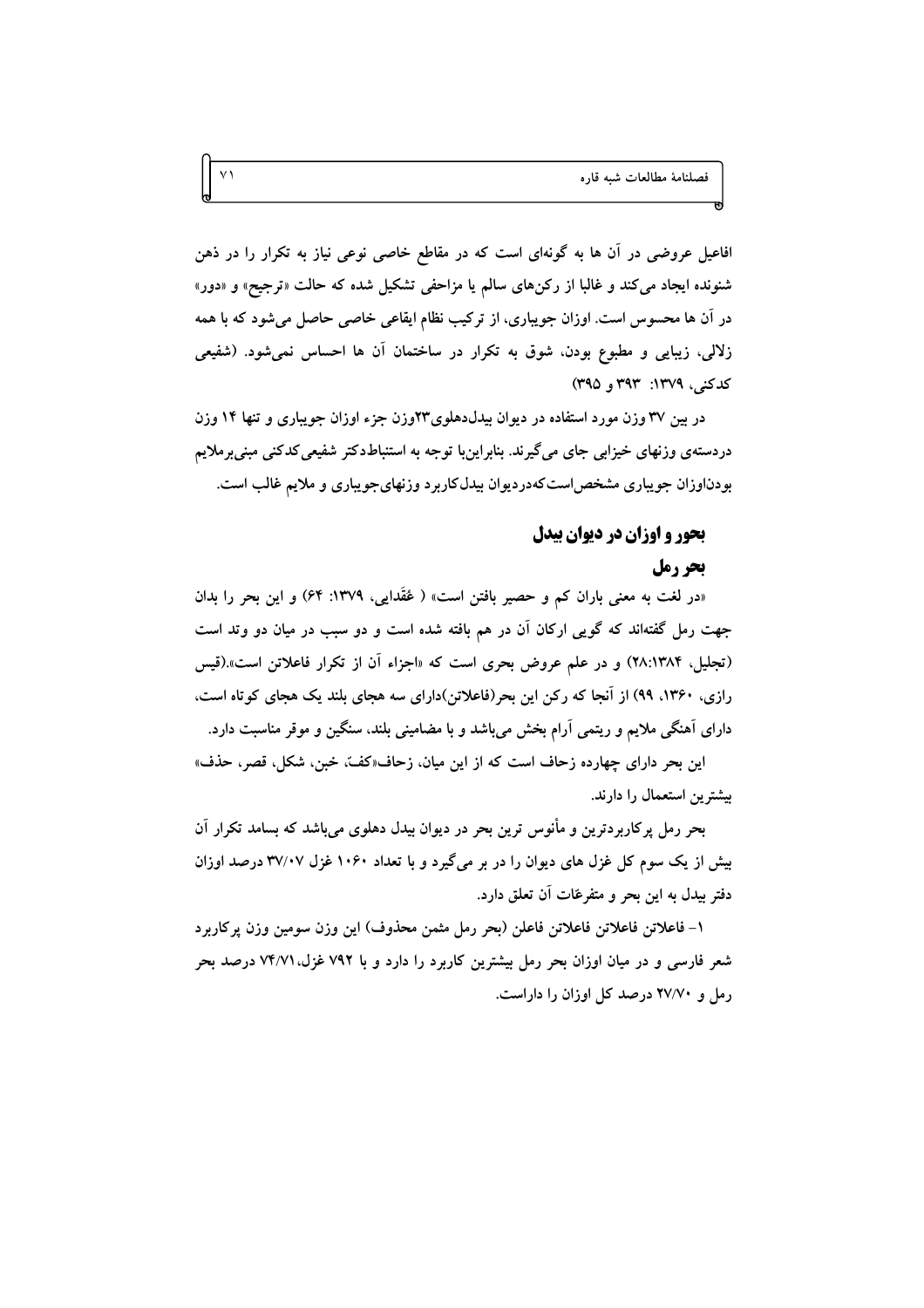افاعیل عروضی در آن ها به گونه‌ای است که در مقاطع خاصی نوعی نیاز به تکرار را در ذهن شنونده ایجاد می‌کند و غالبا از رکن‌های سالم یا مزاحفی تشکیل شده که حالت «ترجیع» و «دور» در آن ها محسوس است. اوزان جویباری، از ترکیب نظام ایقاعی خاصی حاصل می‌شود که با همه زلالی، زیبایی و مطبوع بودن، شوق به تکرار در ساختمان آن ها احساس نمی‌شود. (شفیعی کدکنی، ۱۳۷۹: ۳۹۳ و ۳۹۵)

در بین ۳۷ وزن مورد استفاده در دیوان بیدل‌دهلوی۲۳وزن جزء اوزان جویباری و تنها ۱۴ وزن دردسته‌ی وزنهای خیزابی جای می‌گیرند. بنابراین‌با توجه به استنباط‌دکتر شفیعی‌کدکنی مبنی‌برملایم بودن‌اوزان جویباری مشخص‌است‌که‌در‌دیوان بیدل‌کاربرد وزنهای‌جویباری و ملایم غالب است.

## بحور و اوزان در دیوان بیدل

### بحر رمل

«در لغت به معنی باران کم و حصیر بافتن است» ( عَقَدایی، ۱۳۷۹: ۶۴) و این بحر را بدان جهت رمل گفته‌اند که گویی ارکان آن در هم بافته شده است و دو سبب در میان دو وتد است (تجلیل، ۲۸:۱۳۸۴) و در علم عروض بحری است که «اجزاء آن از تکرار فاعلاتن است».(قیس رازی، ۱۳۶۰، ۹۹) از آنجا که رکن این بحر(فاعلاتن)دارای سه هجای بلند یک هجای کوتاه است، دارای آهنگی ملایم و ریتمی آرام بخش می‌باشد و با مضامینی بلند، سنگین و موقر مناسبت دارد.

این بحر دارای چهارده زحاف است که از این میان، زحاف«کفّ، خبن، شکل، قصر، حذف» بیشترین استعمال را دارند.

بحر رمل پرکاربردترین و مأنوس ترین بحر در دیوان بیدل دهلوی می‌باشد که بسامد تکرار آن بیش از یک سوم کل غزل های دیوان را در بر می‌گیرد و با تعداد ۱۰۶۰ غزل ۳۷/۰۷ درصد اوزان دفتر بیدل به این بحر و متفرعّات آن تعلق دارد.

۱- فاعلاتن فاعلاتن فاعلاتن فاعلن (بحر رمل مثمن محذوف) این وزن سومین وزن پرکاربرد شعر فارسی و در میان اوزان بحر رمل بیشترین کاربرد را دارد و با ۷۹۲ غزل، ۷۴/۷۱ درصد بحر رمل و ۲۷/۷۰ درصد کل اوزان را داراست.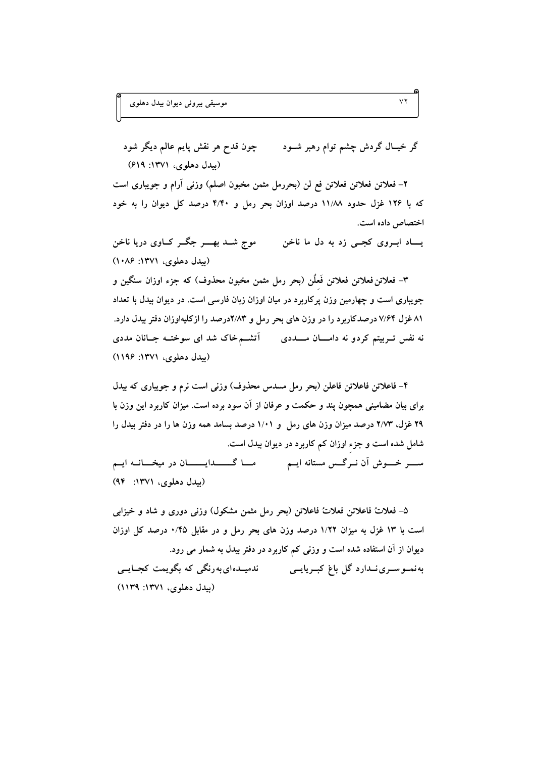گر خیـال گردش چشم توام رهبر شـود          چون قدح هر نقش پایم عالم دیگر شود

(بیدل دهلوی، ۱۳۷۱: ۶۱۹)

۲- فعلاتن فعلاتن فعلاتن فع لن (بحررمل مثمن مخبون اصلم) وزنی آرام و جویباری است که با ۱۲۶ غزل حدود ۱۱/۸۸ درصد اوزان بحر رمل و ۴/۴۰ درصد کل دیوان را به خود اختصاص داده است.

یـاد ابـروی کجـی زد به دل ما ناخن          موج شـد بهـر جگـر کـاوی دریا ناخن

(بیدل دهلوی، ۱۳۷۱: ۱۰۸۶)

۳- فعلاتن فعلاتن فعلاتن فَعِلُن (بحر رمل مثمن مخبون محذوف) که جزء اوزان سنگین و جویباری است و چهارمین وزن پرکاربرد در میان اوزان زبان فارسی است. در دیوان بیدل با تعداد ۸۱ غزل ۷/۶۴ درصدکاربرد را در وزن های بحر رمل و ۲/۸۳درصد را ازکلیه‌اوزان دفتر بیدل دارد.

نه نفس تـربیتم کردو نه دامـان مـددی          آتشـم خاک شد ای سوختـه جـانان مددی

(بیدل دهلوی، ۱۳۷۱: ۱۱۹۶)

۴- فاعلاتن فاعلاتن فاعلن (بحر رمل مسدس محذوف) وزنی است نرم و جویباری که بیدل برای بیان مضامینی همچون پند و حکمت و عرفان از آن سود برده است. میزان کاربرد این وزن با ۲۹ غزل، ۲/۷۳ درصد میزان وزن های رمل و ۱/۰۱ درصد بسامد همه وزن ها را در دفتر بیدل را شامل شده است و جزء اوزان کم کاربرد در دیوان بیدل است.

سـر خـوش آن نـرگـس مستانه ایـم          مـا گـدایـان در میخـانـه ایـم

(بیدل دهلوی، ۱۳۷۱: ۹۴)

۵- فعلاتُ فاعلاتن فعلاتُ فاعلاتن (بحر رمل مثمن مشکول) وزنی دوری و شاد و خیزابی است با ۱۳ غزل به میزان ۱/۲۲ درصد وزن های بحر رمل و در مقابل ۰/۴۵ درصد کل اوزان دیوان از آن استفاده شده است و وزنی کم کاربرد در دفتر بیدل به شمار می رود.

به‌نمـوسـری‌نـدارد گل باغ کبـریایـی          ندمیـده‌ای‌به‌رنگی که بگویمت کجـایـی

(بیدل دهلوی، ۱۳۷۱: ۱۱۳۹)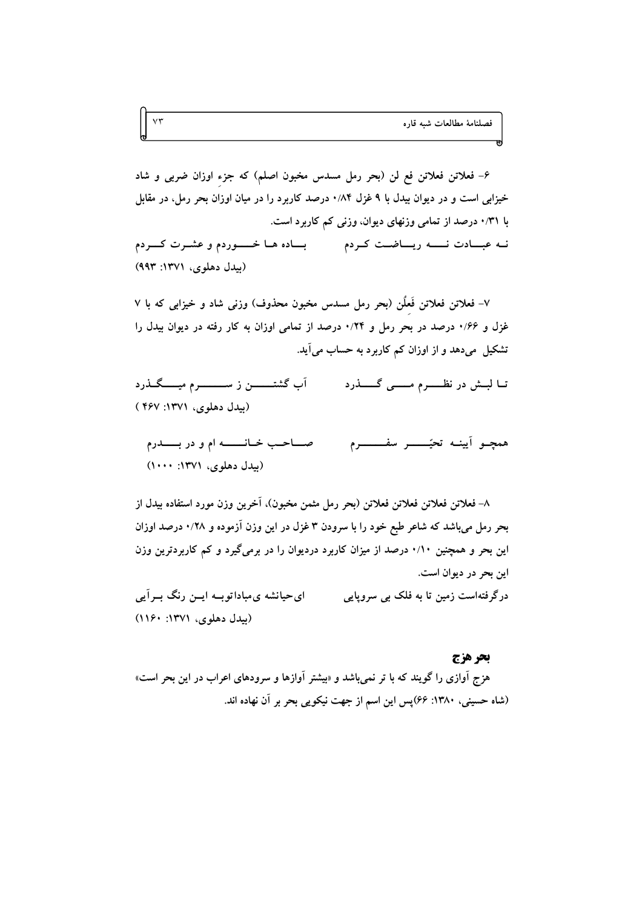۶- فعلاتن فعلاتن فع لن (بحر رمل مسدس مخبون اصلم) که جزءِ اوزان ضربی و شاد خیزابی است و در دیوان بیدل با ۹ غزل ۰/۸۴ درصد کاربرد را در میان اوزان بحر رمل، در مقابل با ۰/۳۱ درصد از تمامی وزنهای دیوان، وزنی کم کاربرد است.

نه عبادت نه ریاضت کردم　　　باده ها خوردم و عشرت کردم

(بیدل دهلوی، ۱۳۷۱: ۹۹۳)

۷- فعلاتن فعلاتن فَعِلُن (بحر رمل مسدس مخبون محذوف) وزنی شاد و خیزابی که با ۷ غزل و ۰/۶۶ درصد در بحر رمل و ۰/۲۴ درصد از تمامی اوزان به کار رفته در دیوان بیدل را تشکیل می‌دهد و از اوزان کم کاربرد به حساب می‌آید.

تا لبش در نظرم می گذرد　　　آب گشتن ز سرم میگذرد

(بیدل دهلوی، ۱۳۷۱: ۴۶۷ )

همچو آیینه تحیّر سفرم　　　صاحب خانه ام و در بدرم

(بیدل دهلوی، ۱۳۷۱: ۱۰۰۰)

۸- فعلاتن فعلاتن فعلاتن فعلاتن (بحر رمل مثمن مخبون)، آخرین وزن مورد استفاده بیدل از بحر رمل می‌باشد که شاعر طبع خود را با سرودن ۳ غزل در این وزن آزموده و ۰/۲۸ درصد اوزان این بحر و همچنین ۰/۱۰ درصد از میزان کاربرد دردیوان را در برمی‌گیرد و کم کاربردترین وزن این بحر در دیوان است.

درگرفته‌است زمین تا به فلک بی سروپایی　　　ای‌حیانشه ی‌مباداتوبه این رنگ برآیی

(بیدل دهلوی، ۱۳۷۱: ۱۱۶۰)

## بحر هزج

هزج آوازی را گویند که با تر نمی‌باشد و «بیشتر آوازها و سرودهای اعراب در این بحر است» (شاه حسینی، ۱۳۸۰: ۶۶)پس این اسم از جهت نیکویی بحر بر آن نهاده اند.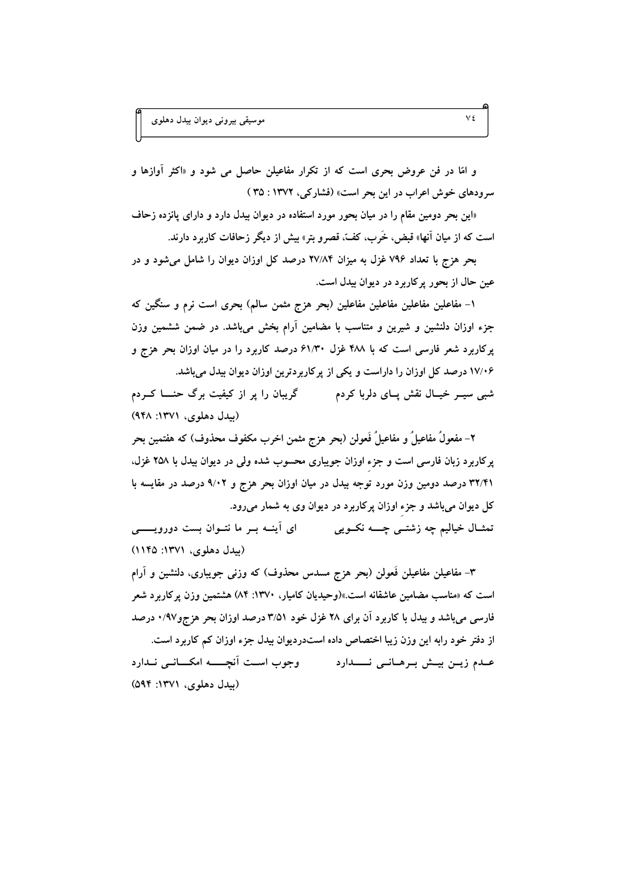و امّا در فن عروض بحری است که از تکرار مفاعیلن حاصل می شود و «اکثر آوازها و سرودهای خوش اعراب در این بحر است» (فشارکی، ۱۳۷۲ : ۳۵ )

«این بحر دومین مقام را در میان بحور مورد استفاده در دیوان بیدل دارد و دارای پانزده زحاف است که از میان آنها» قبض، خَرب، کفّ، قصرو بتر» بیش از دیگر زحافات کاربرد دارند.

بحر هزج با تعداد ۷۹۶ غزل به میزان ۲۷/۸۴ درصد کل اوزان دیوان را شامل می‌شود و در عین حال از بحور پرکاربرد در دیوان بیدل است.

۱- مفاعلین مفاعلین مفاعلین مفاعلین (بحر هزج مثمن سالم) بحری است نرم و سنگین که جزء اوزان دلنشین و شیرین و متناسب با مضامین آرام بخش می‌باشد. در ضمن ششمین وزن پرکاربرد شعر فارسی است که با ۴۸۸ غزل ۶۱/۳۰ درصد کاربرد را در میان اوزان بحر هزج و ۱۷/۰۶ درصد کل اوزان را داراست و یکی از پرکاربردترین اوزان دیوان بیدل می‌باشد.

شبی سیـر خیـال نقش پـای دلربا کردم　　　گریبان را پر از کیفیت برگ حنـا کـردم

(بیدل دهلوی، ۱۳۷۱: ۹۴۸)

۲- مفعولُ مفاعیلُ و مفاعیلُ فَعولن (بحر هزج مثمن اخرب مکفوف محذوف) که هفتمین بحر پرکاربرد زبان فارسی است و جزء اوزان جویباری محسوب شده ولی در دیوان بیدل با ۲۵۸ غزل، ۳۲/۴۱ درصد دومین وزن مورد توجه بیدل در میان اوزان بحر هزج و ۹/۰۲ درصد در مقایسه با کل دیوان می‌باشد و جزء اوزان پرکاربرد در دیوان وی به شمار می‌رود.

تمثـال خیالیم چه زشتـی چـه نکـویی　　　ای آینـه بـر ما نتـوان بست دورویـی

(بیدل دهلوی، ۱۳۷۱: ۱۱۴۵)

۳- مفاعیلن مفاعیلن فَعولن (بحر هزج مسدس محذوف) که وزنی جویباری، دلنشین و آرام است که «مناسب مضامین عاشقانه است.»(وحیدیان کامیار، ۱۳۷۰: ۸۴) هشتمین وزن پرکاربرد شعر فارسی می‌باشد و بیدل با کاربرد آن برای ۲۸ غزل خود ۳/۵۱ درصد اوزان بحر هزج‌و۰/۹۷ درصد از دفتر خود رابه این وزن زیبا اختصاص داده استدردیوان بیدل جزء اوزان کم کاربرد است.

عـدم زیـن بیـش بـرهـانـی نـدارد　　　وجوب اسـت آنچـه امکـانـی نـدارد

(بیدل دهلوی، ۱۳۷۱: ۵۹۴)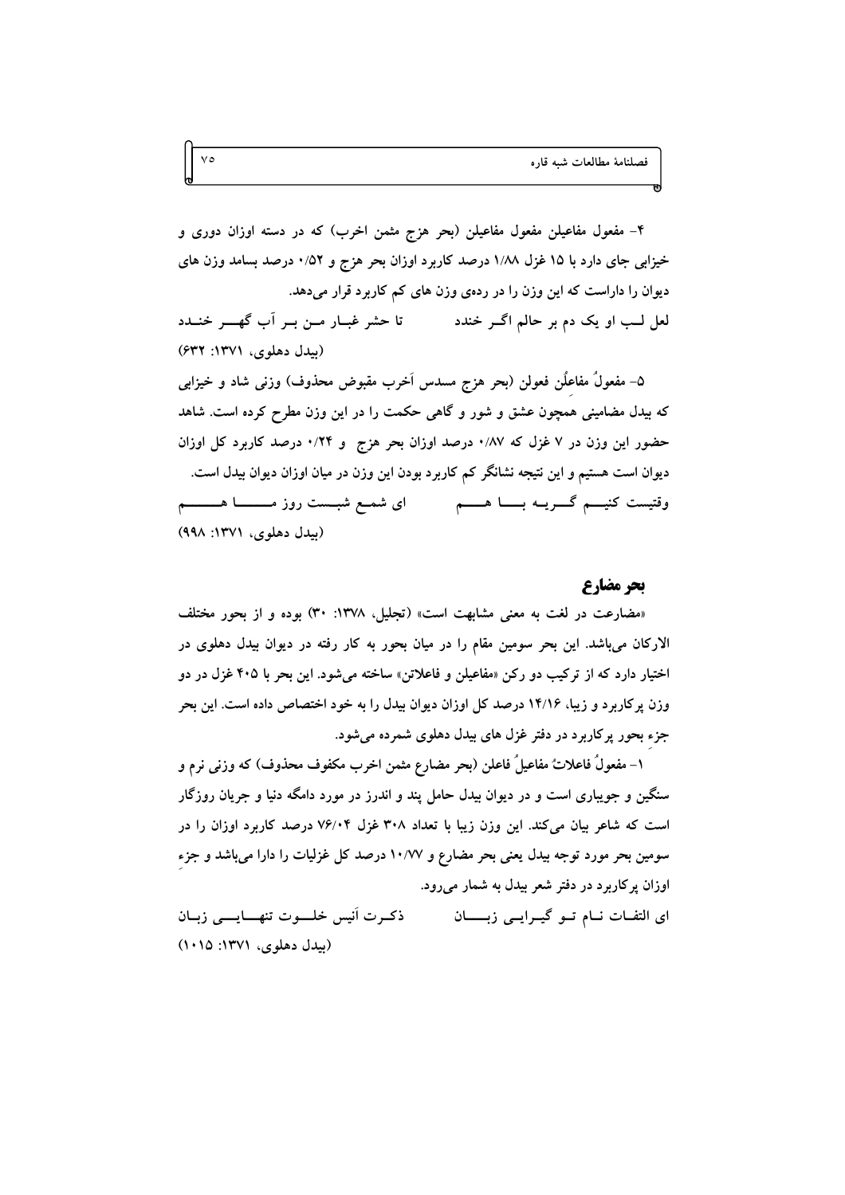۴- مفعول مفاعیلن مفعول مفاعیلن (بحر هزج مثمن اخرب) که در دسته اوزان دوری و خیزابی جای دارد با ۱۵ غزل ۱/۸۸ درصد کاربرد اوزان بحر هزج و ۰/۵۲ درصد بسامد وزن های دیوان را داراست که این وزن را در رده‌ی وزن های کم کاربرد قرار می‌دهد.

لعل لـب او یک دم بر حالم اگـر خندد　　　تا حشر غبـار مـن بـر آب گهـــر خنـدد

(بیدل دهلوی، ۱۳۷۱: ۶۳۲)

۵- مفعولُ مفاعلُن فعولن (بحر هزج مسدس اَخرب مقبوض محذوف) وزنی شاد و خیزابی که بیدل مضامینی همچون عشق و شور و گاهی حکمت را در این وزن مطرح کرده است. شاهد حضور این وزن در ۷ غزل که ۰/۸۷ درصد کل اوزان بحر هزج و ۰/۲۴ درصد کاربرد کل اوزان دیوان است هستیم و این نتیجه نشانگر کم کاربرد بودن این وزن در میان اوزان دیوان بیدل است.

وقتیست کنیـــم گـــریـه بـــا هـــم　　　ای شمـع شبـست روز مـــــا هـــــم

(بیدل دهلوی، ۱۳۷۱: ۹۹۸)

## بحر مضارع

«مضارعت در لغت به معنی مشابهت است» (تجلیل، ۱۳۷۸: ۳۰) بوده و از بحور مختلف الارکان می‌باشد. این بحر سومین مقام را در میان بحور به کار رفته در دیوان بیدل دهلوی در اختیار دارد که از ترکیب دو رکن «مفاعیلن و فاعلاتن» ساخته می‌شود. این بحر با ۴۰۵ غزل در دو وزن پرکاربرد و زیبا، ۱۴/۱۶ درصد کل اوزان دیوان بیدل را به خود اختصاص داده است. این بحر جزء بحور پرکاربرد در دفتر غزل های بیدل دهلوی شمرده می‌شود.

۱- مفعولُ فاعلاتُ مفاعیلُ فاعلن (بحر مضارع مثمن اخرب مکفوف محذوف) که وزنی نرم و سنگین و جویباری است و در دیوان بیدل حامل پند و اندرز در مورد دامگه دنیا و جریان روزگار است که شاعر بیان می‌کند. این وزن زیبا با تعداد ۳۰۸ غزل ۷۶/۰۴ درصد کاربرد اوزان را در سومین بحر مورد توجه بیدل یعنی بحر مضارع و ۱۰/۷۷ درصد کل غزلیات را دارا می‌باشد و جزءِ اوزان پرکاربرد در دفتر شعر بیدل به شمار می‌رود.

ای التفـات نـام تـو گیـرایـی زبــــان　　　ذکـرت اَنیس خلـــوت تنهـــایـــی زبـان

(بیدل دهلوی، ۱۳۷۱: ۱۰۱۵)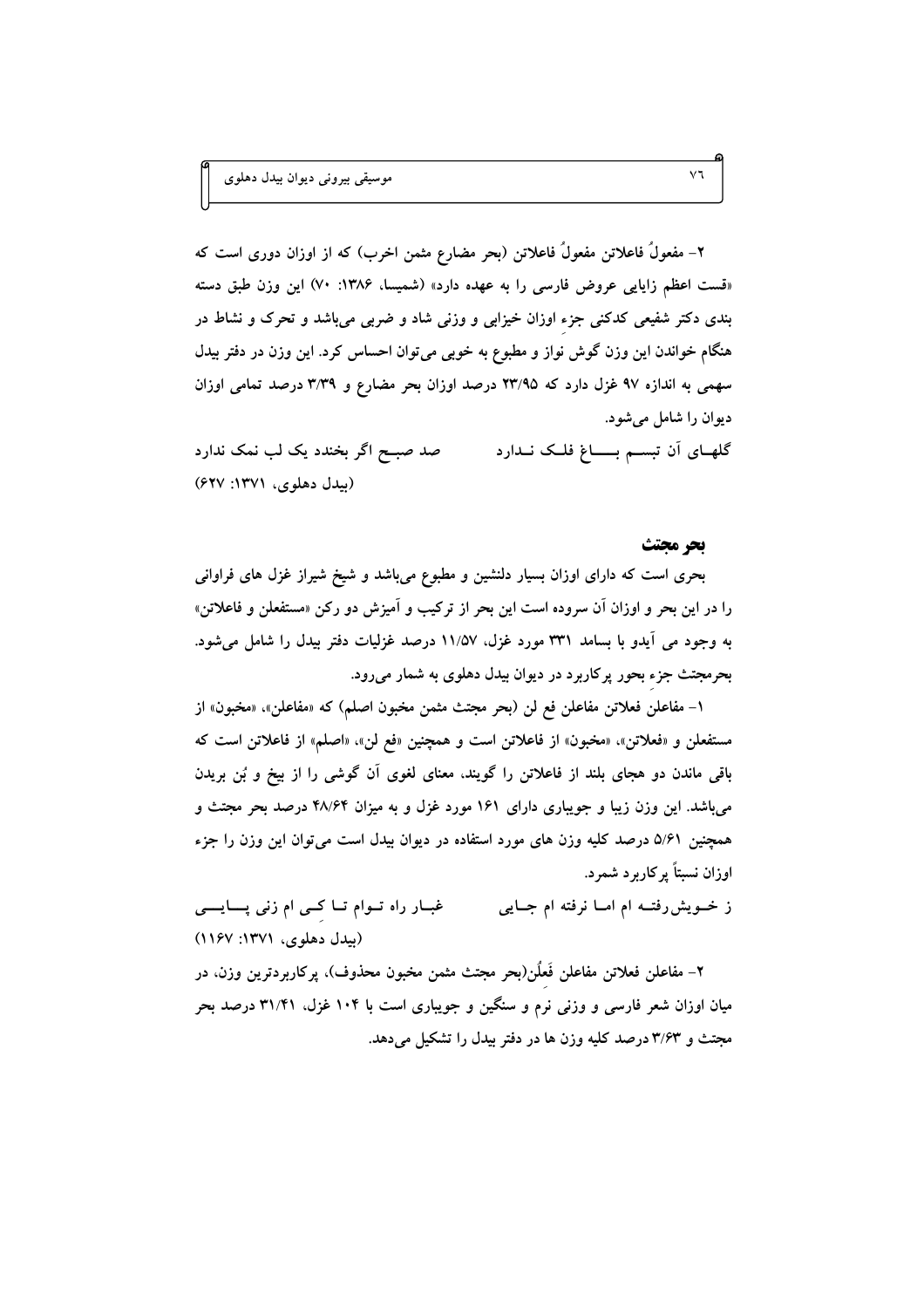۲- مفعولُ فاعلاتن مفعولُ فاعلاتن (بحر مضارع مثمن اخرب) که از اوزان دوری است که «قست اعظم زایایی عروض فارسی را به عهده دارد» (شمیسا، ۱۳۸۶: ۷۰) این وزن طبق دسته بندی دکتر شفیعی کدکنی جزء اوزان خیزابی و وزنی شاد و ضربی می‌باشد و تحرک و نشاط در هنگام خواندن این وزن گوش نواز و مطبوع به خوبی می‌توان احساس کرد. این وزن در دفتر بیدل سهمی به اندازه ۹۷ غزل دارد که ۲۳/۹۵ درصد اوزان بحر مضارع و ۳/۳۹ درصد تمامی اوزان دیوان را شامل می‌شود.

گلهـای آن تبسـم بـــاغ فلـک نـدارد          صد صبـح اگر بخندد یک لب نمک ندارد

(بیدل دهلوی، ۱۳۷۱: ۶۲۷)

### بحر مجتث

بحری است که دارای اوزان بسیار دلنشین و مطبوع می‌باشد و شیخ شیراز غزل های فراوانی را در این بحر و اوزان آن سروده است این بحر از ترکیب و آمیزش دو رکن «مستفعلن و فاعلاتن» به وجود می آیدو با بسامد ۳۳۱ مورد غزل، ۱۱/۵۷ درصد غزلیات دفتر بیدل را شامل می‌شود. بحرمجتث جزء بحور پرکاربرد در دیوان بیدل دهلوی به شمار می‌رود.

۱- مفاعلن فعلاتن مفاعلن فع لن (بحر مجتث مثمن مخبون اصلم) که «مفاعلن»، «مخبون» از مستفعلن و «فعلاتن»، «مخبون» از فاعلاتن است و همچنین «فع لن»، «اصلم» از فاعلاتن است که باقی ماندن دو هجای بلند از فاعلاتن را گویند، معنای لغوی آن گوشی را از بیخ و بُن بریدن می‌باشد. این وزن زیبا و جویباری دارای ۱۶۱ مورد غزل و به میزان ۴۸/۶۴ درصد بحر مجتث و همچنین ۵/۶۱ درصد کلیه وزن های مورد استفاده در دیوان بیدل است می‌توان این وزن را جزء اوزان نسبتاً پرکاربرد شمرد.

ز خـویش‌رفتـه ام امـا نرفته ام جـایی          غبـار راه تـوام تـا کـی ام زنی پـــایـــی

(بیدل دهلوی، ۱۳۷۱: ۱۱۶۷)

۲- مفاعلن فعلاتن مفاعلن فَعِلُن(بحر مجتث مثمن مخبون محذوف)، پرکاربردترین وزن، در میان اوزان شعر فارسی و وزنی نرم و سنگین و جویباری است با ۱۰۴ غزل، ۳۱/۴۱ درصد بحر مجتث و ۳/۶۳ درصد کلیه وزن ها در دفتر بیدل را تشکیل می‌دهد.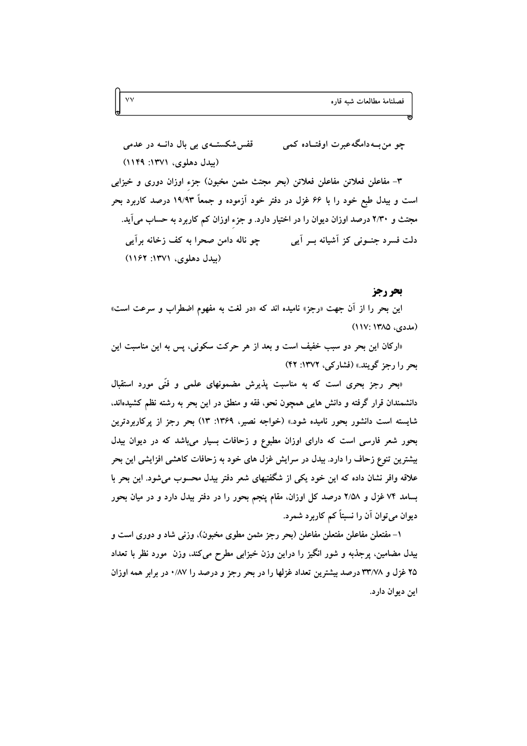چو من بـه دامگه عبرت اوفتـاده کمی قفس شکستـه‌ی بی بال دانـه در عدمی

(بیدل دهلوی، ۱۳۷۱: ۱۱۴۹)

۳- مفاعلن فعلاتن مفاعلن فعلاتن (بحر مجتث مثمن مخبون) جزء اوزان دوری و خیزابی است و بیدل طبع خود را با ۶۶ غزل در دفتر خود آزموده و جمعاً ۱۹/۹۳ درصد کاربرد بحر مجتث و ۲/۳۰ درصد اوزان دیوان را در اختیار دارد. و جزءِ اوزان کم کاربرد به حساب می‌آید.

دلت فسرد جنـونی کز آشیانه بـر آیی چو ناله دامن صحرا به کف زخانه برآیی

(بیدل دهلوی، ۱۳۷۱: ۱۱۶۲)

## بحر رجز

این بحر را از آن جهت «رجز» نامیده اند که «در لغت به مفهوم اضطراب و سرعت است» (مددی، ۱۳۸۵: ۱۱۷)

«ارکان این بحر دو سبب خفیف است و بعد از هر حرکت سکونی، پس به این مناسبت این بحر را رجز گویند.» (فشارکی، ۱۳۷۲: ۴۲)

«بحر رجز بحری است که به مناسبت پذیرش مضمونهای علمی و فنّی مورد استقبال دانشمندان قرار گرفته و دانش هایی همچون نحو، فقه و منطق در این بحر به رشته نظم کشیده‌اند، شایسته است دانشور بحور نامیده شود.» (خواجه نصیر، ۱۳۶۹: ۱۳) بحر رجز از پرکاربردترین بحور شعر فارسی است که دارای اوزان مطبوع و زحافات بسیار می‌باشد که در دیوان بیدل بیشترین تنوع زحاف را دارد. بیدل در سرایش غزل های خود به زحافات کاهشی افزایشی این بحر علاقه وافر نشان داده که این خود یکی از شگفتیهای شعر دفتر بیدل محسوب می‌شود. این بحر با بسامد ۷۴ غزل و ۲/۵۸ درصد کل اوزان، مقام پنجم بحور را در دفتر بیدل دارد و در میان بحور دیوان می‌توان آن را نسبتاً کم کاربرد شمرد.

۱- مفتعلن مفاعلن مفتعلن مفاعلن (بحر رجز مثمن مطوی مخبون)، وزنی شاد و دوری است و بیدل مضامین، پرجذبه و شور انگیز را دراین وزن خیزابی مطرح می‌کند، وزن مورد نظر با تعداد ۲۵ غزل و ۳۳/۷۸ درصد بیشترین تعداد غزلها را در بحر رجز و درصد را ۰/۸۷ در برابر همه اوزان این دیوان دارد.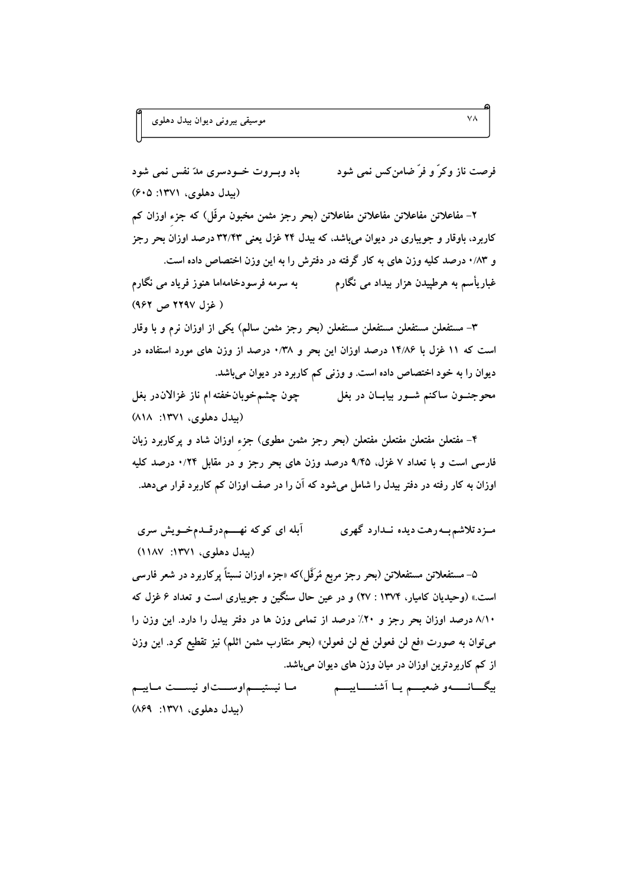فرصت ناز وکرّ و فرّ ضامن‌کس نمی شود　　　باد وبــروت خــودسری مدّ نفس نمی شود

(بیدل دهلوی، ۱۳۷۱: ۶۰۵)

۲- مفاعلاتن مفاعلاتن مفاعلاتن مفاعلاتن (بحر رجز مثمن مخبون مرفّل) که جزءِ اوزان کم کاربرد، باوقار و جویباری در دیوان می‌باشد، که بیدل ۲۴ غزل یعنی ۳۲/۴۳ درصد اوزانِ بحر رجز و ۰/۸۳ درصد کلیه وزن های به کار گرفته در دفترش را به این وزن اختصاص داده است.

غباریأسم به هرطپیدن هزار بیداد می نگارم　　　به سرمه فرسودخامه‌اما هنوز فریاد می نگارم

( غزل ۲۲۹۷ ص ۹۶۲)

۳- مستفعلن مستفعلن مستفعلن مستفعلن (بحر رجز مثمن سالم) یکی از اوزان نرم و با وقار است که ۱۱ غزل با ۱۴/۸۶ درصد اوزان این بحر و ۰/۳۸ درصد از وزن های مورد استفاده در دیوان را به خود اختصاص داده است. و وزنی کم کاربرد در دیوان می‌باشد.

محوجنــون ساکنم شــور بیابــان در بغل　　　چون چشم‌خوبان‌خفته ام ناز غزالان‌در بغل

(بیدل دهلوی، ۱۳۷۱: ۸۱۸)

۴- مفتعلن مفتعلن مفتعلن مفتعلن (بحر رجز مثمن مطوی) جزءِ اوزان شاد و پرکاربرد زبان فارسی است و با تعداد ۷ غزل، ۹/۴۵ درصد وزن های بحر رجز و در مقابل ۰/۲۴ درصد کلیه اوزان به کار رفته در دفتر بیدل را شامل می‌شود که آن را در صف اوزان کم کاربرد قرار می‌دهد.

مــزد تلاشم بــه رهت دیده نــدارد گهری　　　آبله ای کوکه نهـــم‌درقــدم‌خــویش سری

(بیدل دهلوی، ۱۳۷۱: ۱۱۸۷)

۵- مستفعلاتن مستفعلاتن (بحر رجز مربع مُرَفَّل)که «جزء اوزان نسبتاً پرکاربرد در شعر فارسی است.» (وحیدیان کامیار، ۱۳۷۴ : ۲۷) و در عین حال سنگین و جویباری است و تعداد ۶ غزل که ۸/۱۰ درصد اوزان بحر رجز و ۰.۲۰٪ درصد از تمامی وزن ها در دفتر بیدل را دارد. این وزن را می‌توان به صورت «فع لن فعولن فع لن فعولن» (بحر متقارب مثمن اثلم) نیز تقطیع کرد. این وزن از کم کاربردترین اوزان در میان وزن های دیوان می‌باشد.

بیگـــانـــــه‌و ضعیـــم یـــا آشنــــاییـــم　　　مـــا نیستیـــم‌اوســـت‌او نیســـت مـــاییـــم

(بیدل دهلوی، ۱۳۷۱: ۸۶۹)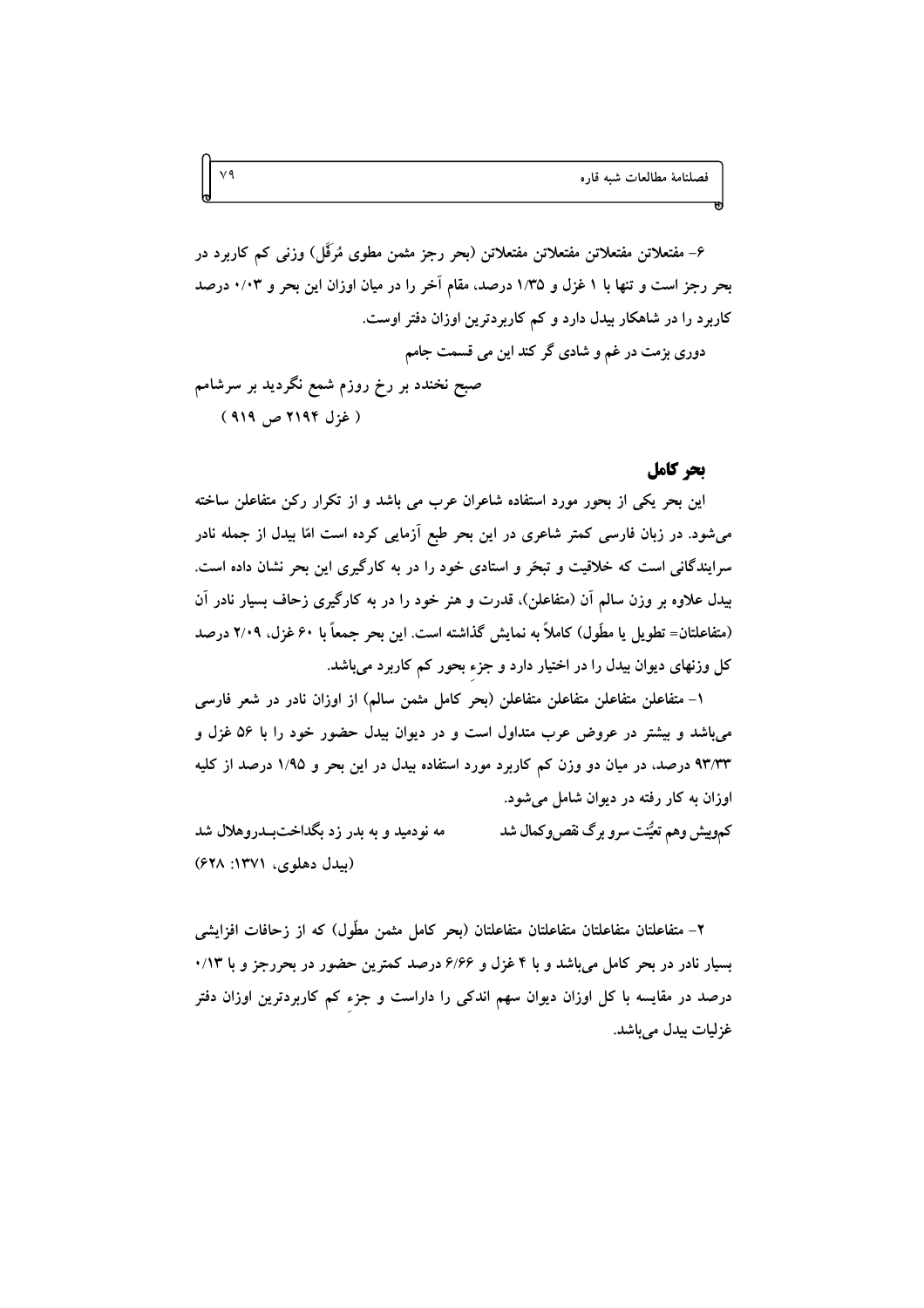۶- مفتعلاتن مفتعلاتن مفتعلاتن مفتعلاتن (بحر رجز مثمن مطوی مُرَفَّل) وزنی کم کاربرد در بحر رجز است و تنها با ۱ غزل و ۱/۳۵ درصد، مقام آخر را در میان اوزان این بحر و ۰/۰۳ درصد کاربرد را در شاهکار بیدل دارد و کم کاربردترین اوزان دفتر اوست.

دوری بزمت در غم و شادی گر کند این می قسمت جامم

صبح نخندد بر رخ روزم شمع نگردید بر سرشامم

( غزل ۲۱۹۴ ص ۹۱۹ )

## بحر کامل

این بحر یکی از بحور مورد استفاده شاعران عرب می باشد و از تکرار رکن متفاعلن ساخته می‌شود. در زبان فارسی کمتر شاعری در این بحر طبع آزمایی کرده است امّا بیدل از جمله نادر سرایندگانی است که خلاقیت و تبحّر و استادی خود را در به کارگیری این بحر نشان داده است. بیدل علاوه بر وزن سالم آن (متفاعلن)، قدرت و هنر خود را در به کارگیری زحاف بسیار نادر آن (متفاعلتان= تطویل یا مطّول) کاملاً به نمایش گذاشته است. این بحر جمعاً با ۶۰ غزل، ۲/۰۹ درصد کل وزنهای دیوان بیدل را در اختیار دارد و جزءِ بحور کم کاربرد می‌باشد.

۱- متفاعلن متفاعلن متفاعلن متفاعلن (بحرِ کامل مثمن سالم) از اوزان نادر در شعر فارسی می‌باشد و بیشتر در عروض عرب متداول است و در دیوان بیدل حضور خود را با ۵۶ غزل و ۹۳/۳۳ درصد، در میان دو وزن کم کاربرد مورد استفاده بیدل در این بحر و ۱/۹۵ درصد از کلیه اوزان به کار رفته در دیوان شامل می‌شود.

کم‌وبیش وهم تعیُّنت سرو برگ نقص‌وکمال شد　　　مه نودمید و به بدر زد بگداخت‌بـدروهلال شد

(بیدل دهلوی، ۱۳۷۱: ۶۲۸)

۲- متفاعلتان متفاعلتان متفاعلتان متفاعلتان (بحر کامل مثمن مطّول) که از زحافات افزایشی بسیار نادر در بحر کامل می‌باشد و با ۴ غزل و ۶/۶۶ درصد کمترین حضور در بحررجز و با ۰/۱۳ درصد در مقایسه با کل اوزان دیوان سهم اندکی را داراست و جزءِ کم کاربردترین اوزان دفتر غزلیات بیدل می‌باشد.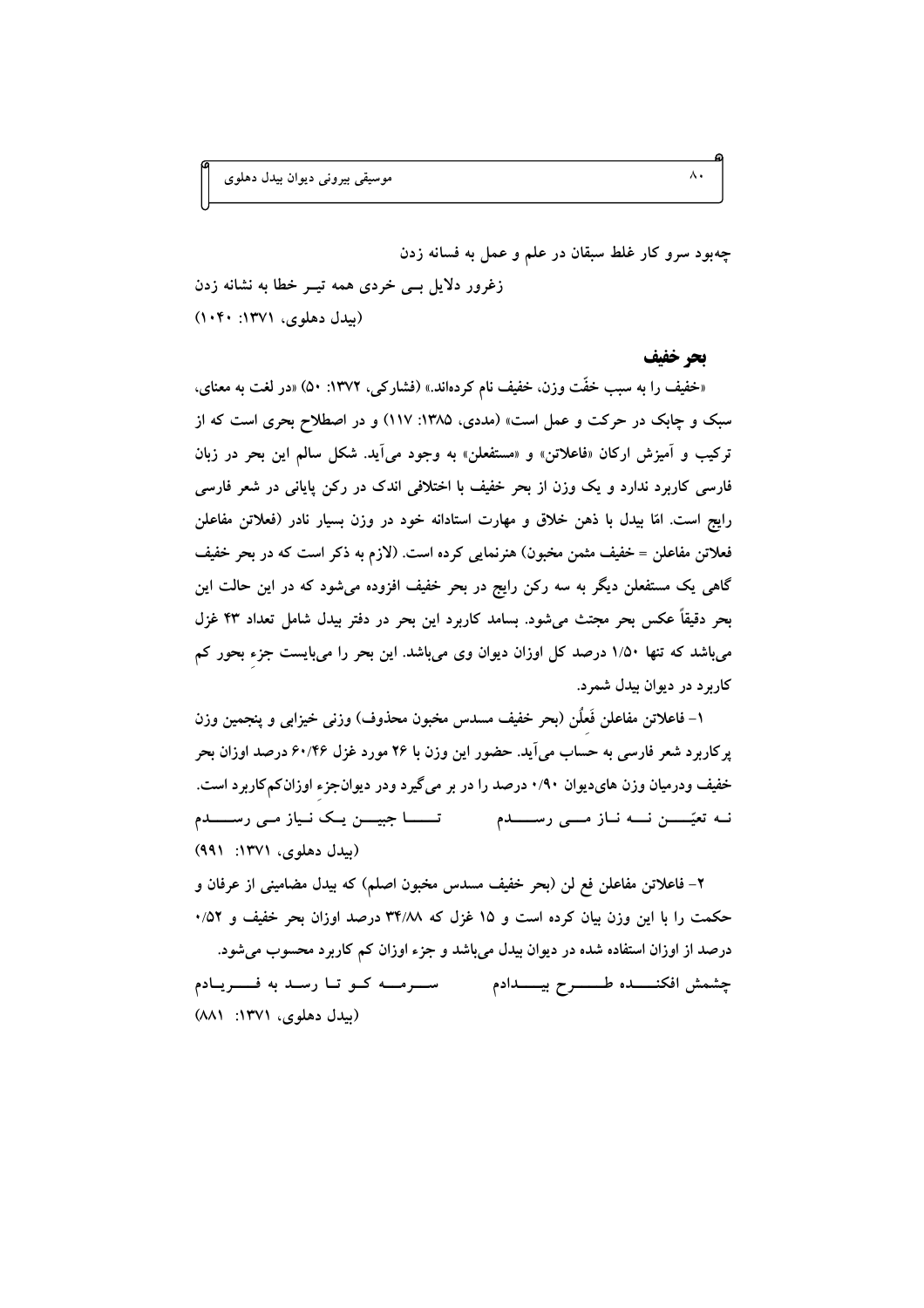چه‌بود سرو کار غلط سبقان در علم و عمل به فسانه زدن

زغرور دلایل بـی خردی همه تیـر خطا به نشانه زدن

(بیدل دهلوی، ۱۳۷۱: ۱۰۴۰)

## بحر خفیف

«خفیف را به سبب خفّت وزن، خفیف نام کرده‌اند.» (فشارکی، ۱۳۷۲: ۵۰) «در لغت به معنای، سبک و چابک در حرکت و عمل است» (مددی، ۱۳۸۵: ۱۱۷) و در اصطلاح بحری است که از ترکیب و آمیزش ارکان «فاعلاتن» و «مستفعلن» به وجود می‌آید. شکل سالم این بحر در زبان فارسی کاربرد ندارد و یک وزن از بحر خفیف با اختلافی اندک در رکن پایانی در شعر فارسی رایج است. امّا بیدل با ذهن خلاق و مهارت استادانه خود در وزن بسیار نادر (فعلاتن مفاعلن فعلاتن مفاعلن = خفیف مثمن مخبون) هنرنمایی کرده است. (لازم به ذکر است که در بحر خفیف گاهی یک مستفعلن دیگر به سه رکن رایج در بحر خفیف افزوده می‌شود که در این حالت این بحر دقیقاً عکس بحر مجتث می‌شود. بسامد کاربرد این بحر در دفتر بیدل شامل تعداد ۴۳ غزل می‌باشد که تنها ۱/۵۰ درصد کل اوزان دیوان وی می‌باشد. این بحر را می‌بایست جزء بحور کم کاربرد در دیوان بیدل شمرد.

۱- فاعلاتن مفاعلن فَعِلُن (بحر خفیف مسدس مخبون محذوف) وزنی خیزابی و پنجمین وزن پرکاربرد شعر فارسی به حساب می‌آید. حضور این وزن با ۲۶ مورد غزل ۶۰/۴۶ درصد اوزان بحر خفیف ودرمیان وزن های‌دیوان ۰/۹۰ درصد را در بر می‌گیرد ودر دیوان‌جزءِ اوزان‌کم‌کاربرد است.

نـه تعیّـــن نـــه نـاز مـــی رســـدم　　　تـــا جبیـــن یـک نـیاز مـی رســـدم

(بیدل دهلوی، ۱۳۷۱: ۹۹۱)

۲- فاعلاتن مفاعلن فع لن (بحر خفیف مسدس مخبون اصلم) که بیدل مضامینی از عرفان و حکمت را با این وزن بیان کرده است و ۱۵ غزل که ۳۴/۸۸ درصد اوزان بحر خفیف و ۰/۵۲ درصد از اوزان استفاده شده در دیوان بیدل می‌باشد و جزء اوزان کم کاربرد محسوب می‌شود.

چشمش افکنـــده طـــرح بیـــدادم　　　ســـرمـــه کـو تـا رسـد به فـــریـادم

(بیدل دهلوی، ۱۳۷۱: ۸۸۱)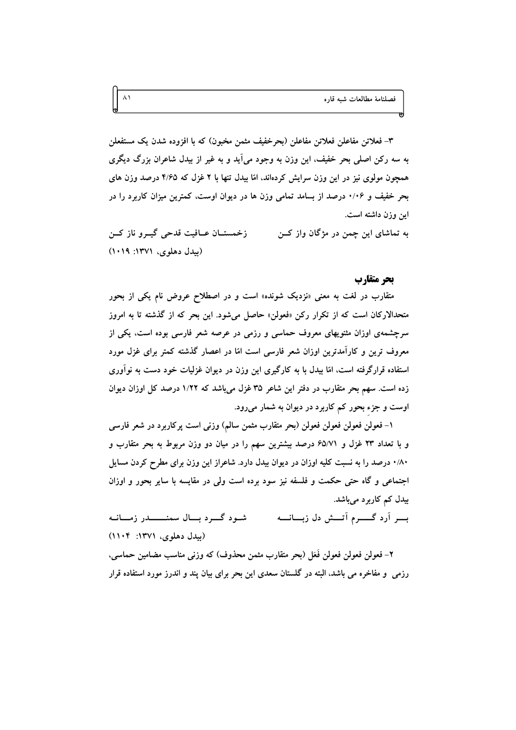۳- فعلاتن مفاعلن فعلاتن مفاعلن (بحرخفیف مثمن مخبون) که با افزوده شدن یک مستفعلن به سه رکن اصلی بحر خفیف، این وزن به وجود می‌آید و به غیر از بیدل شاعران بزرگ دیگری همچون مولوی نیز در این وزن سرایش کرده‌اند، امّا بیدل تنها با ۲ غزل که ۴/۶۵ درصد وزن های بحر خفیف و ۰/۰۶ درصد از بسامد تمامی وزن ها در دیوان اوست، کمترین میزان کاربرد را در این وزن داشته است.

به تماشای این چمن در مژگان واز کـن　　　زخمستـان عـافیت قدحی گیـرو ناز کـن

(بیدل دهلوی، ۱۳۷۱: ۱۰۱۹)

## بحر متقارب

متقارب در لغت به معنی «نزدیک شونده» است و در اصطلاح عروض نام یکی از بحور متحدالارکان است که از تکرار رکن «فعولن» حاصل می‌شود. این بحر که از گذشته تا به امروز سرچشمه‌ی اوزان مثنویهای معروف حماسی و رزمی در عرصه شعر فارسی بوده است، یکی از معروف ترین و کارآمدترین اوزان شعر فارسی است امّا در اعصار گذشته کمتر برای غزل مورد استفاده قرارگرفته است، امّا بیدل با به کارگیری این وزن در دیوان غزلیات خود دست به نوآوری زده است. سهم بحر متقارب در دفتر این شاعر ۳۵ غزل می‌باشد که ۱/۲۲ درصد کل اوزان دیوان اوست و جزءِ بحور کم کاربرد در دیوان به شمار می‌رود.

۱- فعولُن فعولن فعولن فعولن (بحر متقارب مثمن سالم) وزنی است پرکاربرد در شعر فارسی و با تعداد ۲۳ غزل و ۶۵/۷۱ درصد بیشترین سهم را در میان دو وزن مربوط به بحر متقارب و ۰/۸۰ درصد را به نسبت کلیه اوزان در دیوان بیدل دارد. شاعراز این وزن برای مطرح کردن مسایل اجتماعی و گاه حتی حکمت و فلسفه نیز سود برده است ولی در مقایسه با سایر بحور و اوزان بیدل کم کاربرد می‌باشد.

بـــر آرد گـــــرم آتـــش دل زبـــانـــه　　　شـود گـــرد بـــال سمنــــــدر زمـــانـه

(بیدل دهلوی، ۱۳۷۱: ۱۱۰۴)

۲- فعولن فعولن فعولن فَعَل (بحر متقارب مثمن محذوف) که وزنی مناسب مضامین حماسی، رزمی و مفاخره می باشد، البته در گلستان سعدی این بحر برای بیان پند و اندرز مورد استفاده قرار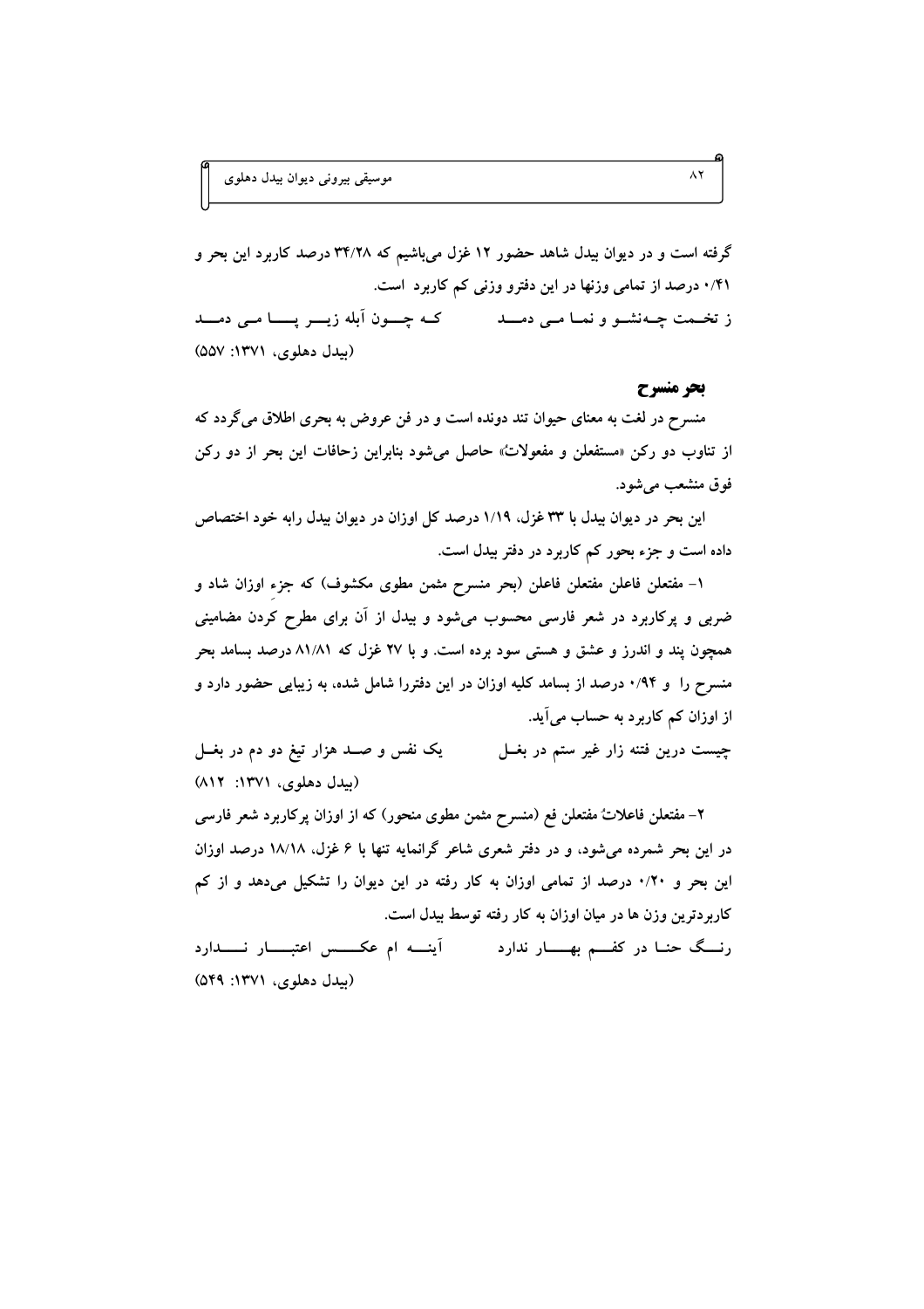گرفته است و در دیوان بیدل شاهد حضور ۱۲ غزل می‌باشیم که ۳۴/۲۸ درصد کاربرد این بحر و ۰/۴۱ درصد از تمامی وزنها در این دفترو وزنی کم کاربرد است.

ز تخـمت چـه‌نشـو و نمـا مـی دمـد　　　کـه چـون آبله زیـر پـا مـی دمـد

(بیدل دهلوی، ۱۳۷۱: ۵۵۷)

### بحر منسرح

منسرح در لغت به معنای حیوان تند دونده است و در فن عروض به بحری اطلاق می‌گردد که از تناوب دو رکن «مستفعلن و مفعولاتُ» حاصل می‌شود بنابراین زحافات این بحر از دو رکن فوق منشعب می‌شود.

این بحر در دیوان بیدل با ۳۳ غزل، ۱/۱۹ درصد کل اوزان در دیوان بیدل رابه خود اختصاص داده است و جزء بحور کم کاربرد در دفتر بیدل است.

۱- مفتعلن فاعلن مفتعلن فاعلن (بحر منسرح مثمن مطوی مکشوف) که جزء اوزان شاد و ضربی و پرکاربرد در شعر فارسی محسوب می‌شود و بیدل از آن برای مطرح کَردن مضامینی همچون پند و اندرز و عشق و هستی سود برده است. و با ۲۷ غزل که ۸۱/۸۱ درصد بسامد بحر منسرح را و ۰/۹۴ درصد از بسامد کلیه اوزان در این دفتررا شامل شده، به زیبایی حضور دارد و از اوزان کم کاربرد به حساب می‌آید.

چیست درین فتنه زار غیر ستم در بغـل　　　یک نفس و صـد هزار تیغ دو دم در بغـل

(بیدل دهلوی، ۱۳۷۱: ۸۱۲)

۲- مفتعلن فاعلاتُ مفتعلن فع (منسرح مثمن مطوی منحور) که از اوزان پرکاربرد شعر فارسی در این بحر شمرده می‌شود، و در دفتر شعری شاعر گرانمایه تنها با ۶ غزل، ۱۸/۱۸ درصد اوزان این بحر و ۰/۲۰ درصد از تمامی اوزان به کار رفته در این دیوان را تشکیل می‌دهد و از کم کاربردترین وزن ها در میان اوزان به کار رفته توسط بیدل است.

رنـگ حنـا در کفـم بهـار ندارد　　　آینـه ام عکـس اعتبـار نـدارد

(بیدل دهلوی، ۱۳۷۱: ۵۴۹)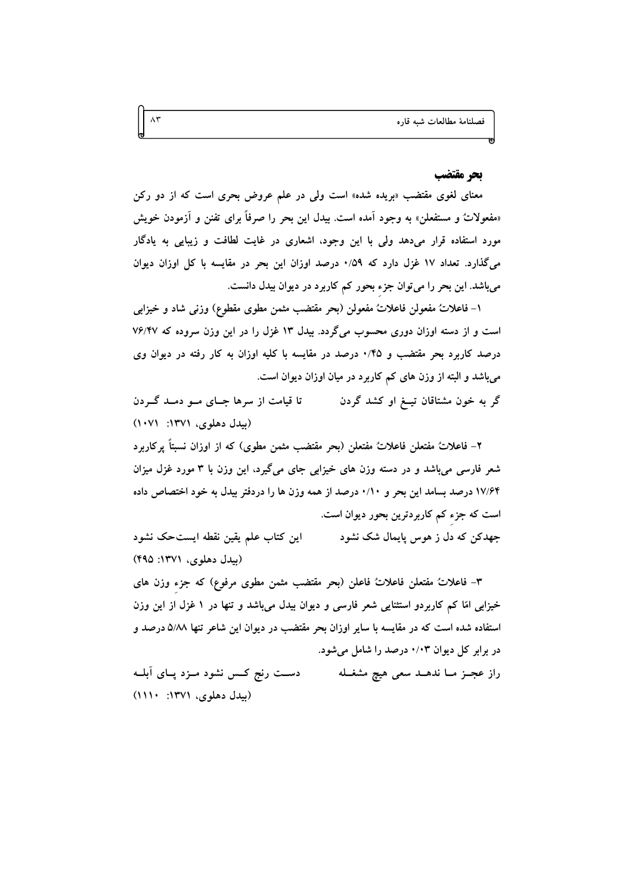### بحر مقتضب

معنای لغوی مقتضب «بریده شده» است ولی در علم عروض بحری است که از دو رکن «مفعولاتُ و مستفعلن» به وجود آمده است. بیدل این بحر را صرفاً برای تفنن و آزمودن خویش مورد استفاده قرار می‌دهد ولی با این وجود، اشعاری در غایت لطافت و زیبایی به یادگار می‌گذارد. تعداد ۱۷ غزل دارد که ۰/۵۹ درصد اوزان این بحر در مقایسه با کل اوزان دیوان می‌باشد. این بحر را می‌توان جزء بحور کم کاربرد در دیوان بیدل دانست.

۱- فاعلاتُ مفعولن فاعلاتُ مفعولن (بحر مقتضب مثمن مطوی مقطوع) وزنی شاد و خیزابی است و از دسته اوزان دوری محسوب می‌گردد. بیدل ۱۳ غزل را در این وزن سروده که ۷۶/۴۷ درصد کاربرد بحر مقتضب و ۰/۴۵ درصد در مقایسه با کلیه اوزان به کار رفته در دیوان وی می‌باشد و البته از وزن های کم کاربرد در میان اوزان دیوان است.

گر به خون مشتاقان تیـغ او کشد گردن &nbsp;&nbsp;&nbsp;&nbsp; تا قیامت از سرها جـای مـو دمـد گـردن

(بیدل دهلوی، ۱۳۷۱: ۱۰۷۱)

۲- فاعلاتُ مفتعلن فاعلاتُ مفتعلن (بحر مقتضب مثمن مطوی) که از اوزان نسبتاً پرکاربرد شعر فارسی می‌باشد و در دسته وزن های خیزابی جای می‌گیرد، این وزن با ۳ مورد غزل میزان ۱۷/۶۴ درصد بسامد این بحر و ۰/۱۰ درصد از همه وزن ها را دردفتر بیدل به خود اختصاص داده است که جزء کم کاربردترین بحور دیوان است.

جهدکن که دل ز هوس پایمال شک نشود &nbsp;&nbsp;&nbsp;&nbsp; این کتاب علم یقین نقطه ایست‌حک نشود

(بیدل دهلوی، ۱۳۷۱: ۴۹۵)

۳- فاعلاتُ مفتعلن فاعلاتُ فاعلن (بحر مقتضب مثمن مطوی مرفوع) که جزء وزن های خیزابی امّا کم کاربردو استثنایی شعر فارسی و دیوان بیدل می‌باشد و تنها در ۱ غزل از این وزن استفاده شده است که در مقایسه با سایر اوزان بحر مقتضب در دیوان این شاعر تنها ۵/۸۸ درصد و در برابر کل دیوان ۰/۰۳ درصد را شامل می‌شود.

راز عجـز مـا ندهـد سعی هیچ مشغـله &nbsp;&nbsp;&nbsp;&nbsp; دسـت رنج کـس نشود مـزد پـای آبلـه

(بیدل دهلوی، ۱۳۷۱: ۱۱۱۰)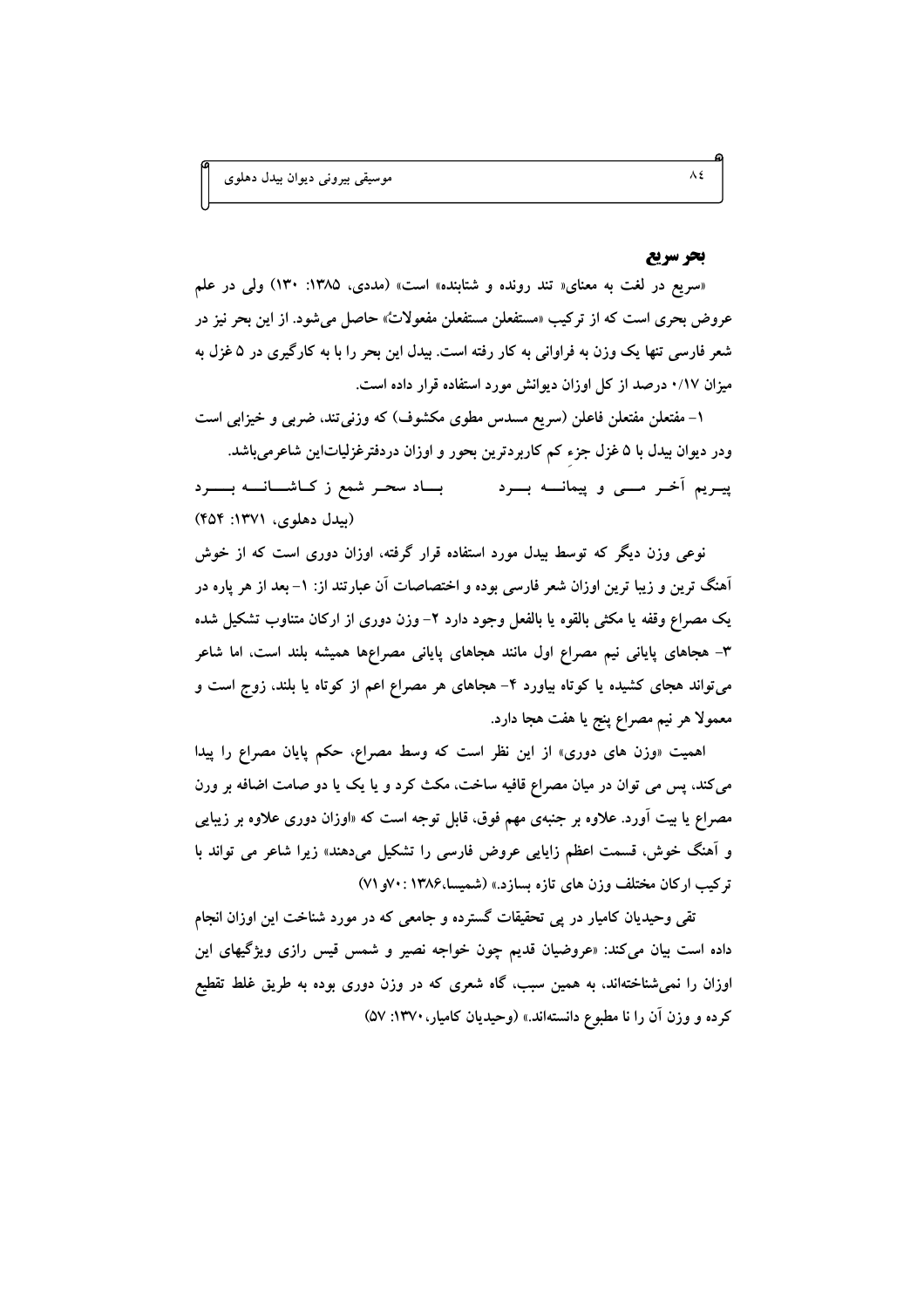## بحر سریع

«سریع در لغت به معنای« تند رونده و شتابنده» است» (مددی، ۱۳۸۵: ۱۳۰) ولی در علم عروض بحری است که از ترکیب «مستفعلن مستفعلن مفعولاتُ» حاصل می‌شود. از این بحر نیز در شعر فارسی تنها یک وزن به فراوانی به کار رفته است. بیدل این بحر را با به کارگیری در ۵ غزل به میزان ۰/۱۷ درصد از کل اوزان دیوانش مورد استفاده قرار داده است.

۱- مفتعلن مفتعلن فاعلن (سریع مسدس مطوی مکشوف) که وزنی‌تند، ضربی و خیزابی است ودر دیوان بیدل با ۵ غزل جزءِ کم کاربردترین بحور و اوزان دردفترغزلیات‌این شاعرمی‌باشد.

پیریم آخر می و پیمانه برد          باد سحر شمع ز کاشانه برد

(بیدل دهلوی، ۱۳۷۱: ۴۵۴)

نوعی وزن دیگر که توسط بیدل مورد استفاده قرار گرفته، اوزان دوری است که از خوش آهنگ ترین و زیبا ترین اوزان شعر فارسی بوده و اختصاصات آن عبارتند از: ۱- بعد از هر پاره در یک مصراع وقفه یا مکثی بالقوه یا بالفعل وجود دارد ۲- وزن دوری از ارکان متناوب تشکیل شده ۳- هجاهای پایانی نیم مصراع اول مانند هجاهای پایانی مصراع‌ها همیشه بلند است، اما شاعر می‌تواند هجای کشیده یا کوتاه بیاورد ۴- هجاهای هر مصراع اعم از کوتاه یا بلند، زوج است و معمولا هر نیم مصراع پنج یا هفت هجا دارد.

اهمیت «وزن های دوری» از این نظر است که وسط مصراع، حکم پایان مصراع را پیدا می‌کند، پس می توان در میان مصراع قافیه ساخت، مکث کرد و یا یک یا دو صامت اضافه بر ورن مصراع یا بیت آورد. علاوه بر جنبه‌ی مهم فوق، قابل توجه است که «اوزان دوری علاوه بر زیبایی و آهنگ خوش، قسمت اعظم زایایی عروض فارسی را تشکیل می‌دهند» زیرا شاعر می تواند با ترکیب ارکان مختلف وزن های تازه بسازد.» (شمیسا،۱۳۸۶ :۷۰و۷۱)

تقی وحیدیان کامیار در پی تحقیقات گسترده و جامعی که در مورد شناخت این اوزان انجام داده است بیان می‌کند: «عروضیان قدیم چون خواجه نصیر و شمس قیس رازی ویژگیهای این اوزان را نمی‌شناخته‌اند، به همین سبب، گاه شعری که در وزن دوری بوده به طریق غلط تقطیع کرده و وزن آن را نا مطبوع دانسته‌اند.» (وحیدیان کامیار،۱۳۷۰: ۵۷)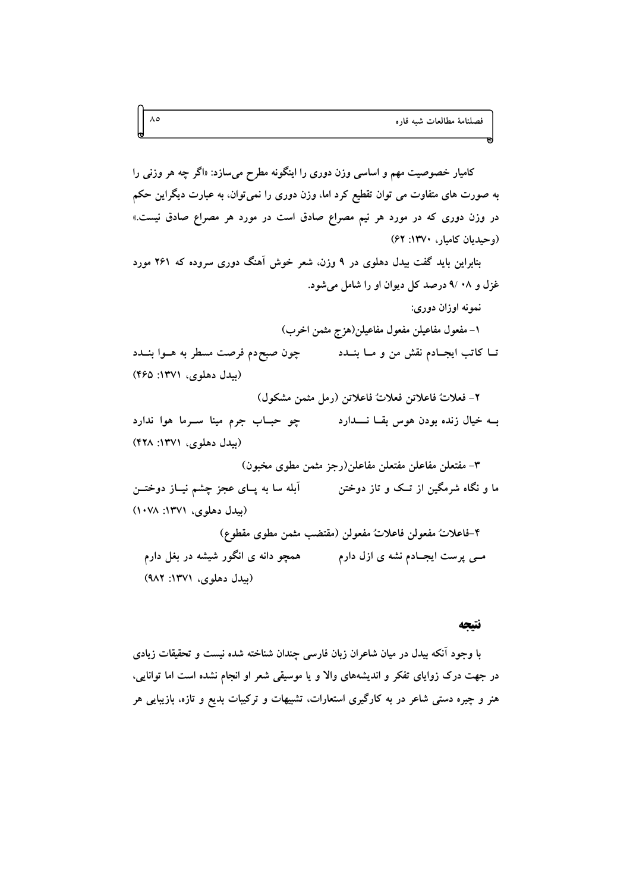کامیار خصوصیت مهم و اساسی وزن دوری را اینگونه مطرح می‌سازد: «اگر چه هر وزنی را به صورت های متفاوت می توان تقطیع کرد اما، وزن دوری را نمی‌توان، به عبارت دیگراین حکم در وزن دوری که در مورد هر نیم مصراع صادق است در مورد هر مصراع صادق نیست.» (وحیدیان کامیار، ۱۳۷۰: ۶۲)

بنابراین باید گفت بیدل دهلوی در ۹ وزن، شعر خوش آهنگ دوری سروده که ۲۶۱ مورد غزل و ۰۸ /۹ درصد کل دیوان او را شامل می‌شود.

نمونه اوزان دوری:

۱- مفعول مفاعیلن مفعول مفاعیلن(هزج مثمن اخرب)

تــا کاتب ایجــادم نقش من و مــا بنــدد        چون صبح‌دم فرصت مسطر به هــوا بنــدد

(بیدل دهلوی، ۱۳۷۱: ۴۶۵)

۲- فعلاتُ فاعلاتن فعلاتُ فاعلاتن (رمل مثمن مشکول)

بــه خیال زنده بودن هوس بقــا نـــدارد        چو حبــاب جرم مینا ســرما هوا ندارد

(بیدل دهلوی، ۱۳۷۱: ۴۲۸)

۳- مفتعلن مفاعلن مفتعلن مفاعلن(رجز مثمن مطوی مخبون)

ما و نگاه شرمگین از تــک و تاز دوختن        آبله سا به پــای عجز چشم نیــاز دوختــن

(بیدل دهلوی، ۱۳۷۱: ۱۰۷۸)

۴-فاعلاتُ مفعولن فاعلاتُ مفعولن (مقتضب مثمن مطوی مقطوع)

مــی پرست ایجــادم نشه ی ازل دارم        همچو دانه ی انگور شیشه در بغل دارم

(بیدل دهلوی، ۱۳۷۱: ۹۸۲)

## نتیجه

با وجود آنکه بیدل در میان شاعران زبان فارسی چندان شناخته شده نیست و تحقیقات زیادی در جهت درک زوایای تفکر و اندیشه‌های والا و یا موسیقی شعر او انجام نشده است اما توانایی، هنر و چیره دستی شاعر در به کارگیری استعارات، تشبیهات و ترکیبات بدیع و تازه، بازیبایی هر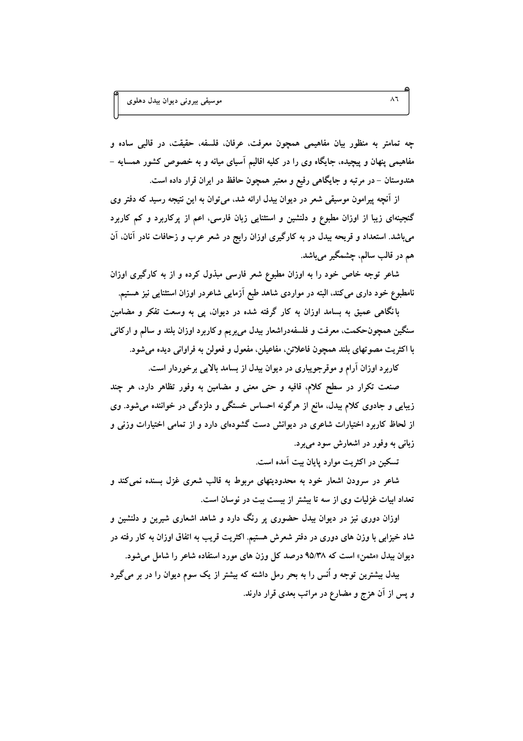چه تمامتر به منظور بیان مفاهیمی همچون معرفت، عرفان، فلسفه، حقیقت، در قالبی ساده و مفاهیمی پنهان و پیچیده، جایگاه وی را در کلیه اقالیم آسیای میانه و به خصوص کشور همسایه - هندوستان - در مرتبه و جایگاهی رفیع و معتبر همچون حافظ در ایران قرار داده است.

از آنچه پیرامون موسیقی شعر در دیوان بیدل ارائه شد، می‌توان به این نتیجه رسید که دفتر وی گنجینه‌ای زیبا از اوزان مطبوع و دلنشین و استثنایی زبان فارسی، اعم از پرکاربرد و کم کاربرد می‌باشد. استعداد و قریحه بیدل در به کارگیری اوزان رایج در شعر عرب و زحافات نادر آنان، آن هم در قالب سالم، چشمگیر می‌باشد.

شاعر توجه خاص خود را به اوزان مطبوع شعر فارسی مبذول کرده و از به کارگیری اوزان نامطبوع خود داری می‌کند، البته در مواردی شاهد طبع آزمایی شاعردر اوزان استثنایی نیز هستیم.

با نگاهی عمیق به بسامد اوزان به کار گرفته شده در دیوان، پی به وسعت تفکر و مضامین سنگین همچون‌حکمت، معرفت و فلسفه‌دراشعار بیدل می‌بریم وکاربرد اوزان بلند و سالم و ارکانی با اکثریت مصوتهای بلند همچون فاعلاتن، مفاعیلن، مفعول و فعولن به فراوانی دیده می‌شود.

کاربرد اوزان آرام و موقرجویباری در دیوان بیدل از بسامد بالایی برخوردار است.

صنعت تکرار در سطح کلام، قافیه و حتی معنی و مضامین به وفور تظاهر دارد، هر چند زیبایی و جادوی کلام بیدل، مانع از هرگونه احساس خستگی و دلزدگی در خواننده می‌شود. وی از لحاظ کاربرد اختیارات شاعری در دیوانش دست گشوده‌ای دارد و از تمامی اختیارات وزنی و زبانی به وفور در اشعارش سود می‌برد.

تسکین در اکثریت موارد پایان بیت آمده است.

شاعر در سرودن اشعار خود به محدودیتهای مربوط به قالب شعری غزل بسنده نمی‌کند و تعداد ابیات غزلیات وی از سه تا بیشتر از بیست بیت در نوسان است.

اوزان دوری نیز در دیوان بیدل حضوری پر رنگ دارد و شاهد اشعاری شیرین و دلنشین و شاد خیزابی با وزن های دوری در دفتر شعرش هستیم. اکثریت قریب به اتفاق اوزان به کار رفته در دیوان بیدل «مثمن» است که ۹۵/۳۸ درصد کل وزن های مورد استفاده شاعر را شامل می‌شود.

بیدل بیشترین توجه و اُنس را به بحر رمل داشته که بیشتر از یک سوم دیوان را در بر می‌گیرد و پس از آن هزج و مضارع در مراتب بعدی قرار دارند.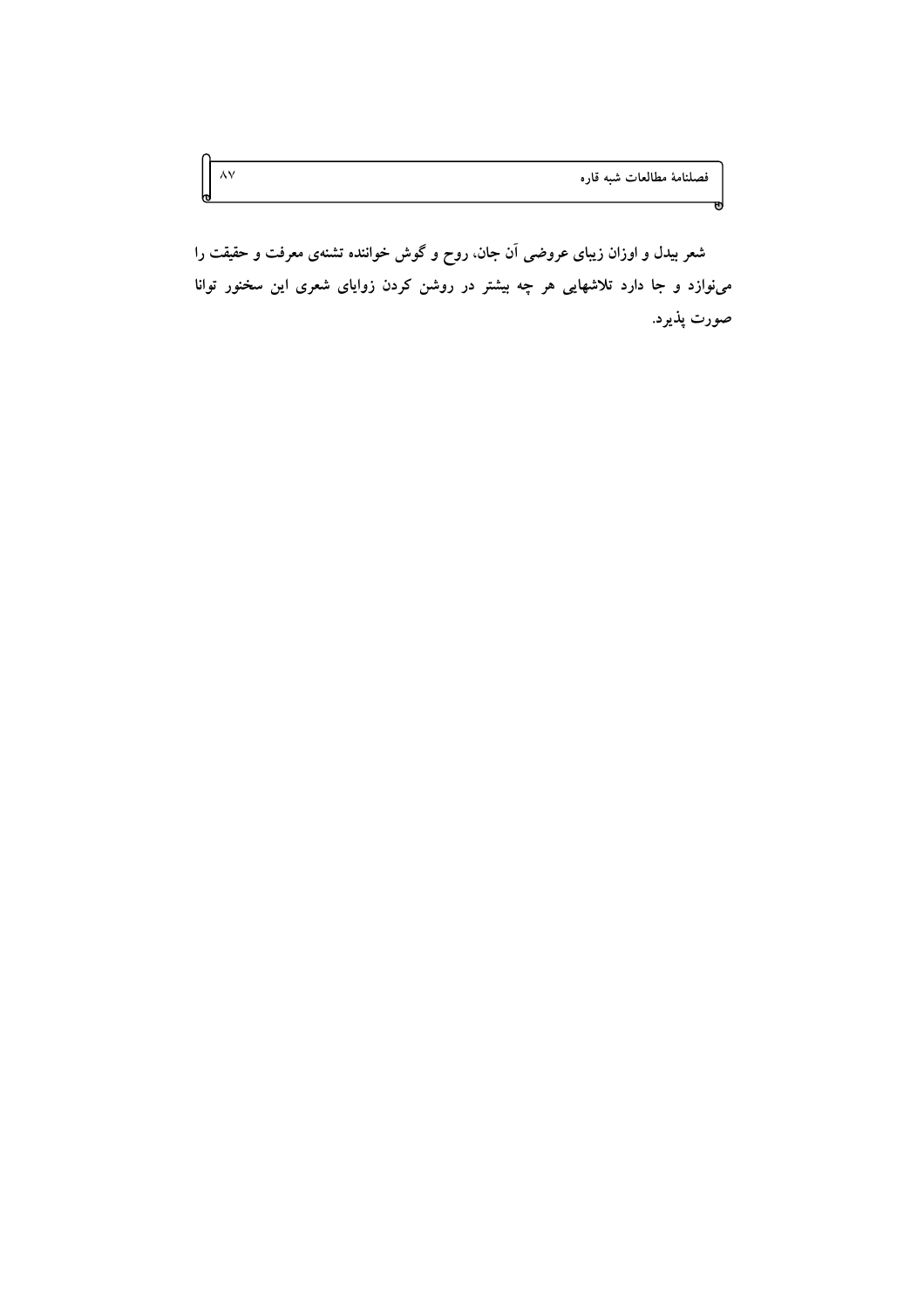**شعر بیدل و اوزان زیبای عروضی آن جان، روح و گوش خواننده تشنه‌ی معرفت و حقیقت را می‌نوازد و جا دارد تلاشهایی هر چه بیشتر در روشن کردن زوایای شعری این سخنور توانا صورت پذیرد.**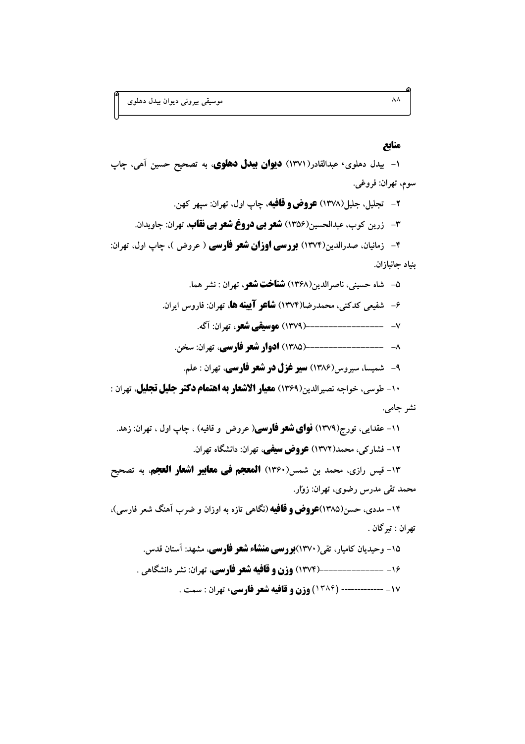## منابع

۱- بیدل دهلوی، عبدالقادر(۱۳۷۱) **دیوان بیدل دهلوی**، به تصحیح حسین آهی، چاپ سوم، تهران: فروغی.

۲- تجلیل، جلیل(۱۳۷۸) **عروض و قافیه**، چاپ اول، تهران: سپهر کهن.

۳- زرین کوب، عبدالحسین(۱۳۵۶) **شعر بی دروغ شعر بی نقاب**، تهران: جاویدان.

۴- زمانیان، صدرالدین(۱۳۷۴) **بررسی اوزان شعر فارسی** ( عروض )، چاپ اول، تهران: بنیاد جانبازان.

۵- شاه حسینی، ناصرالدین(۱۳۶۸) **شناخت شعر**، تهران : نشر هما.

۶- شفیعی کدکنی، محمدرضا(۱۳۷۴) **شاعر آیینه ها**، تهران: فاروس ایران.

۷- ---------------(۱۳۷۹) **موسیقی شعر**، تهران: آگه.

۸- ---------------(۱۳۸۵) **ادوار شعر فارسی**، تهران: سخن.

۹- شمیسا، سیروس(۱۳۸۶) **سیر غزل در شعر فارسی**، تهران : علم.

۱۰- طوسی، خواجه نصیرالدین(۱۳۶۹) **معیار الاشعار به اهتمام دکتر جلیل تجلیل**، تهران : نشر جامی.

۱۱- عقدایی، تورج(۱۳۷۹) **نوای شعر فارسی**( عروض و قافیه) ، چاپ اول ، تهران: زهد.

۱۲- فشارکی، محمد(۱۳۷۲) **عروض سیفی**، تهران: دانشگاه تهران.

۱۳- قیس رازی، محمد بن شمس(۱۳۶۰) **المعجم فی معاییر اشعار العجم**، به تصحیح محمد تقی مدرس رضوی، تهران: زوّار.

۱۴- مددی، حسن(۱۳۸۵)**عروض و قافیه** (نگاهی تازه به اوزان و ضرب آهنگ شعر فارسی)، تهران : تیرگان .

۱۵- وحیدیان کامیار، تقی(۱۳۷۰)**بررسی منشاء شعر فارسی**، مشهد: آستان قدس.

۱۶- -------------(۱۳۷۴) **وزن و قافیه شعر فارسی**، تهران: نشر دانشگاهی .

۱۷- ------------- (۱۳۸۶) **وزن و قافیه شعر فارسی**، تهران : سمت .